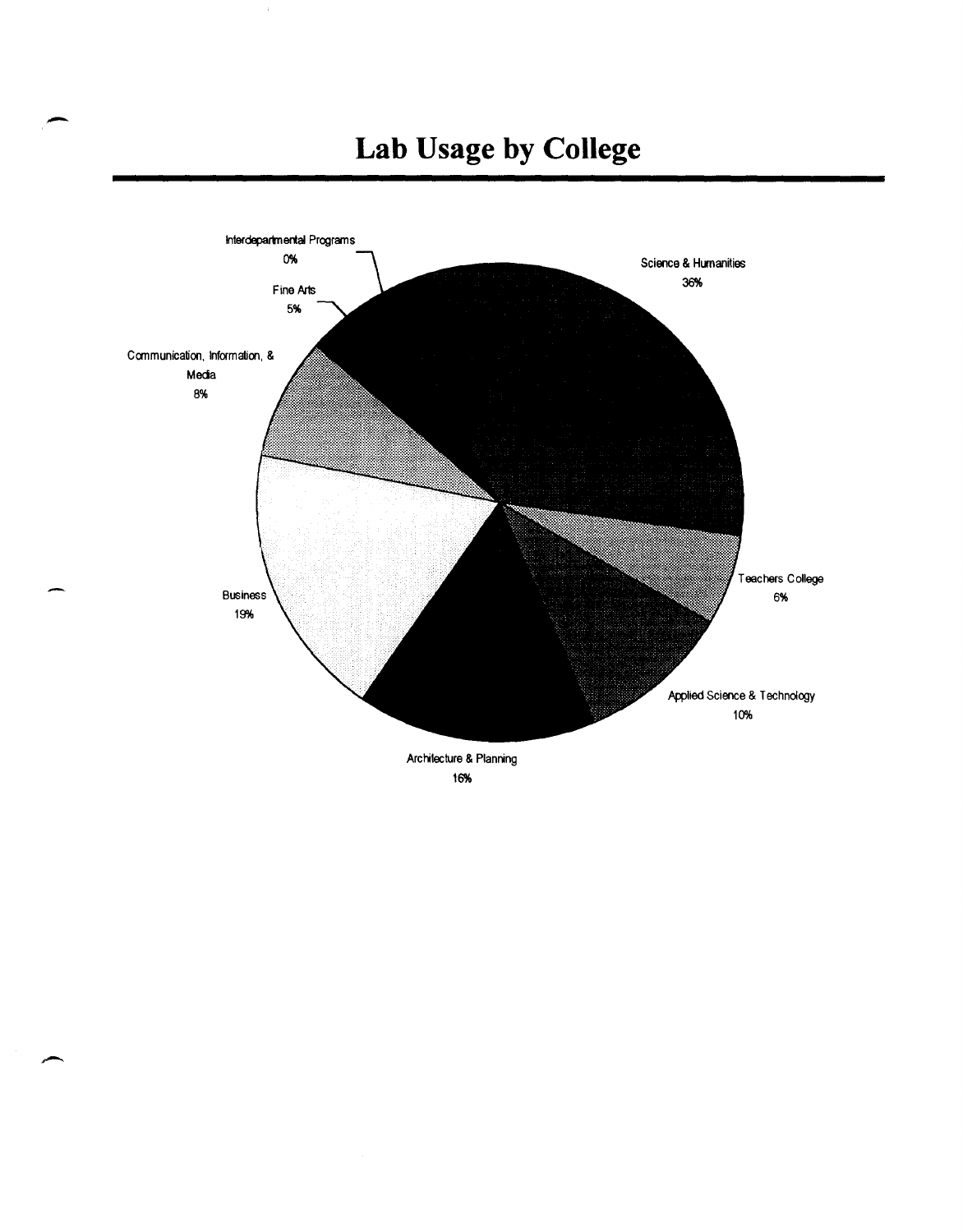# Lab Usage by College

Interdepartmental Programs
0%

Science & Humanities
36%

Fine Arts
5%

Communication, Information, & Media
8%

Business
19%

Teachers College
6%

Applied Science & Technology
10%

Architecture & Planning
16%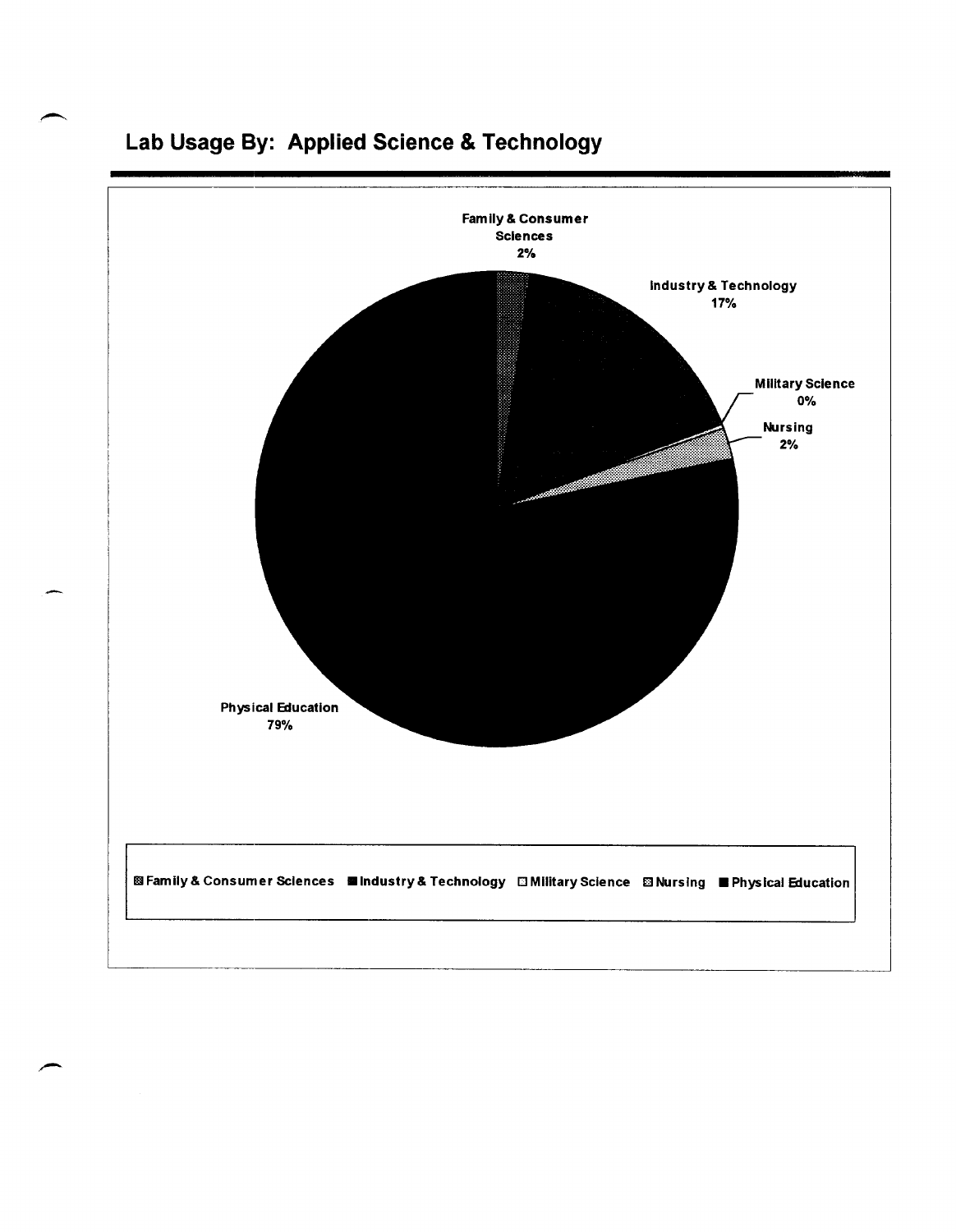## Lab Usage By: Applied Science & Technology

Family & Consumer Sciences 2%

Industry & Technology 17%

Military Science 0%

Nursing 2%

Physical Education 79%

Family & Consumer Sciences ■ Industry & Technology □ Military Science ■ Nursing ■ Physical Education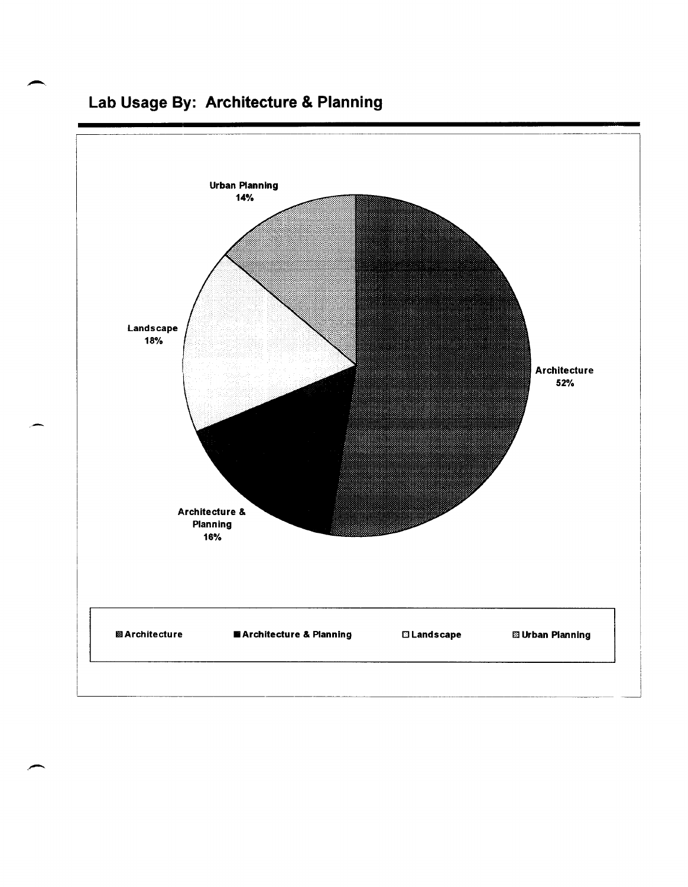## Lab Usage By: Architecture & Planning

| Category | Percentage |
| --- | --- |
| Architecture | 52% |
| Architecture & Planning | 16% |
| Landscape | 18% |
| Urban Planning | 14% |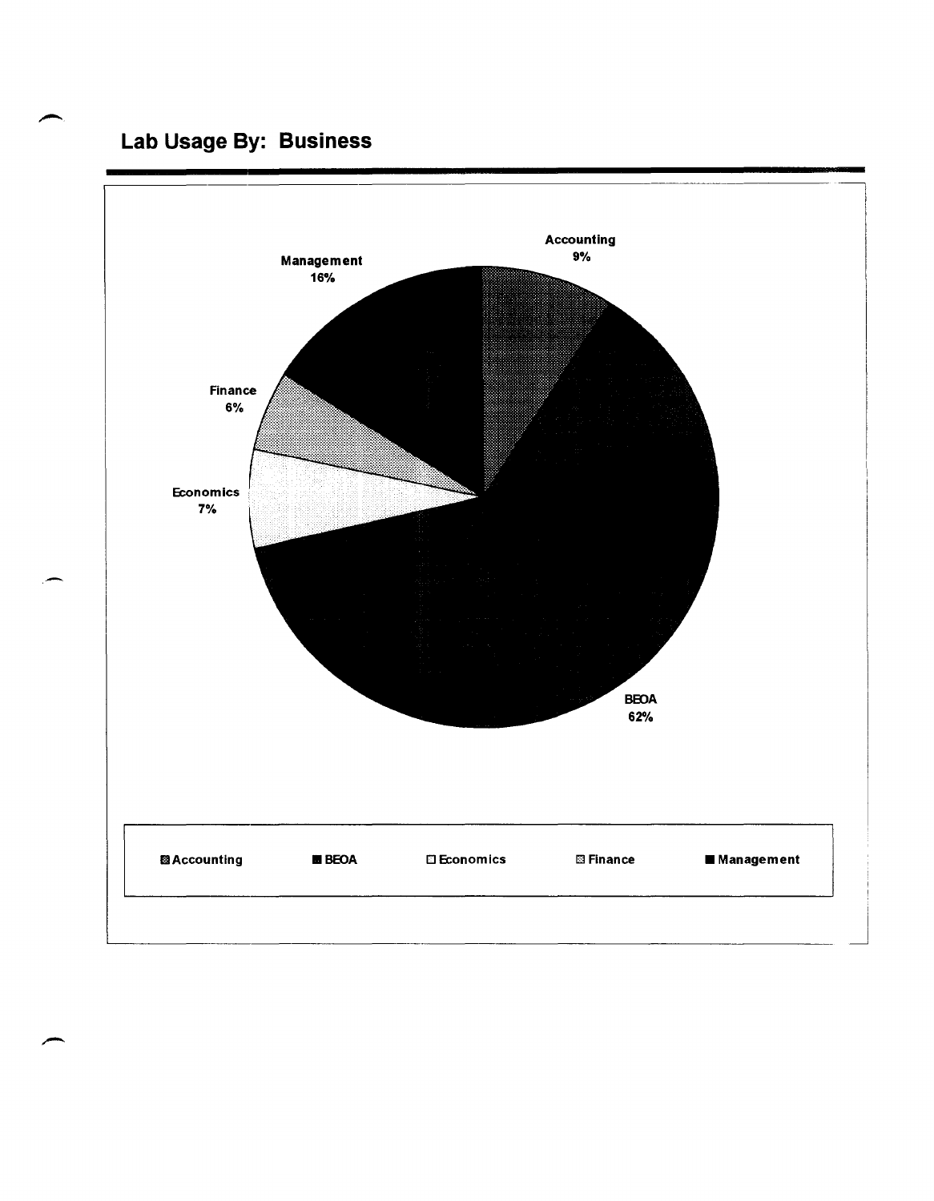## Lab Usage By: Business

Accounting 9%

Management 16%

Finance 6%

Economics 7%

BEOA 62%

Accounting | BEOA | Economics | Finance | Management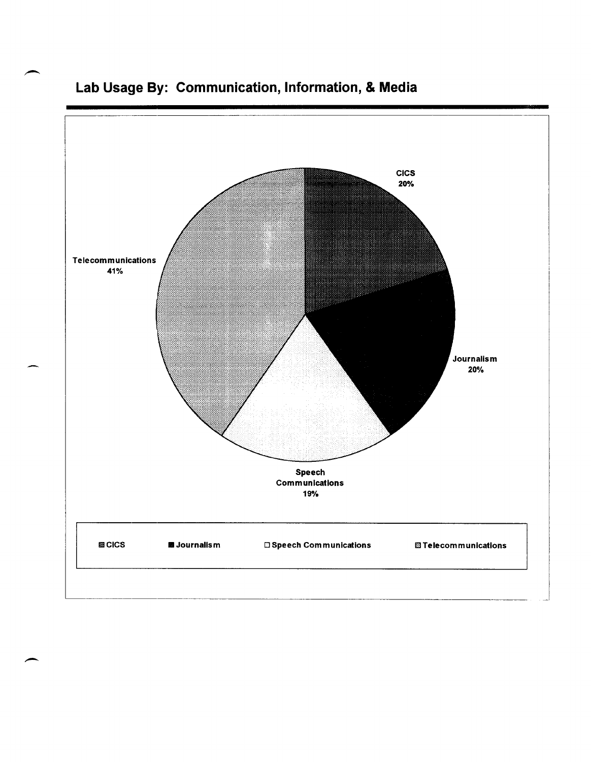## Lab Usage By: Communication, Information, & Media

| Department | Lab Usage |
| --- | --- |
| CICS | 20% |
| Journalism | 20% |
| Speech Communications | 19% |
| Telecommunications | 41% |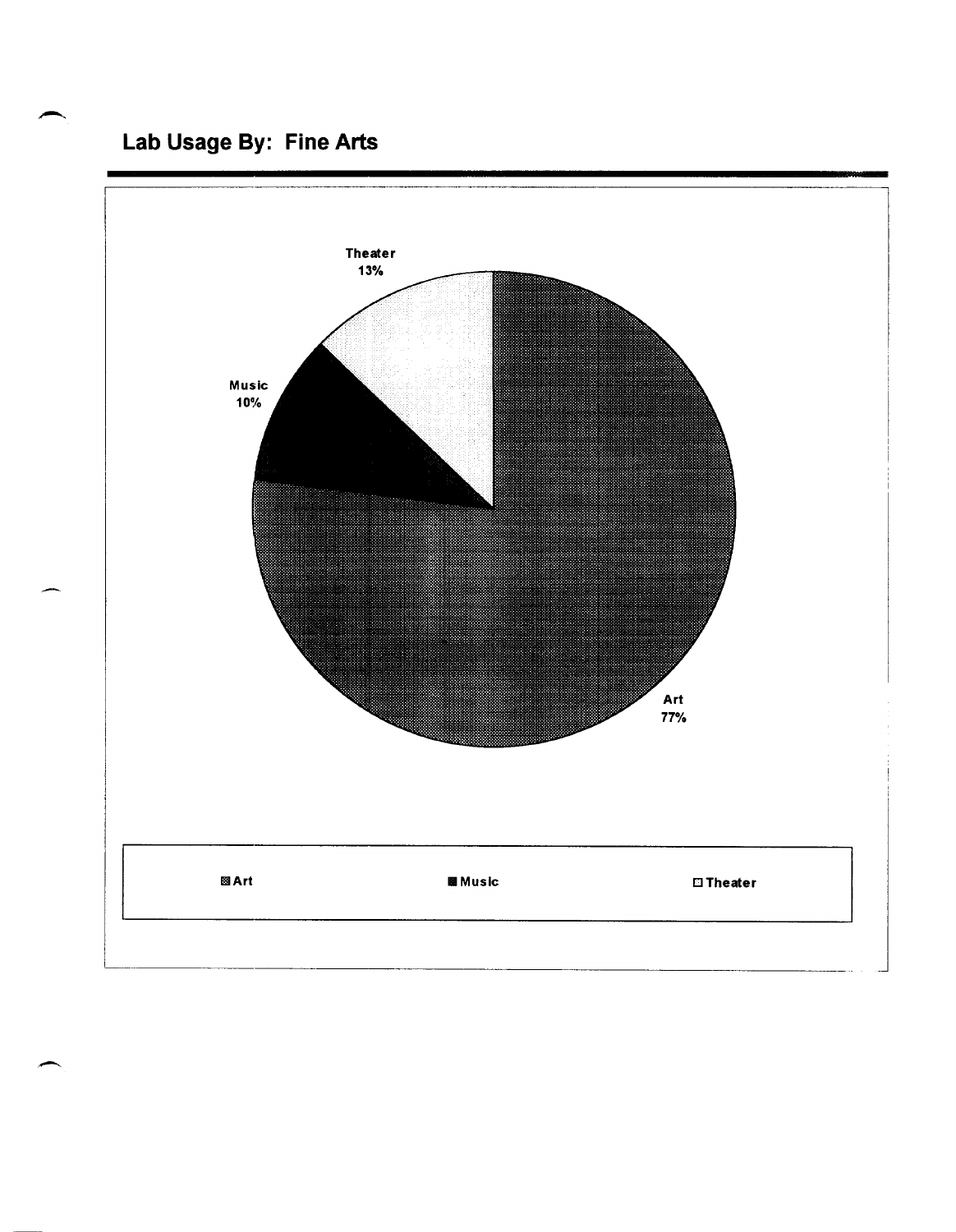## Lab Usage By: Fine Arts

Theater
13%

Music
10%

Art
77%

Art | Music | Theater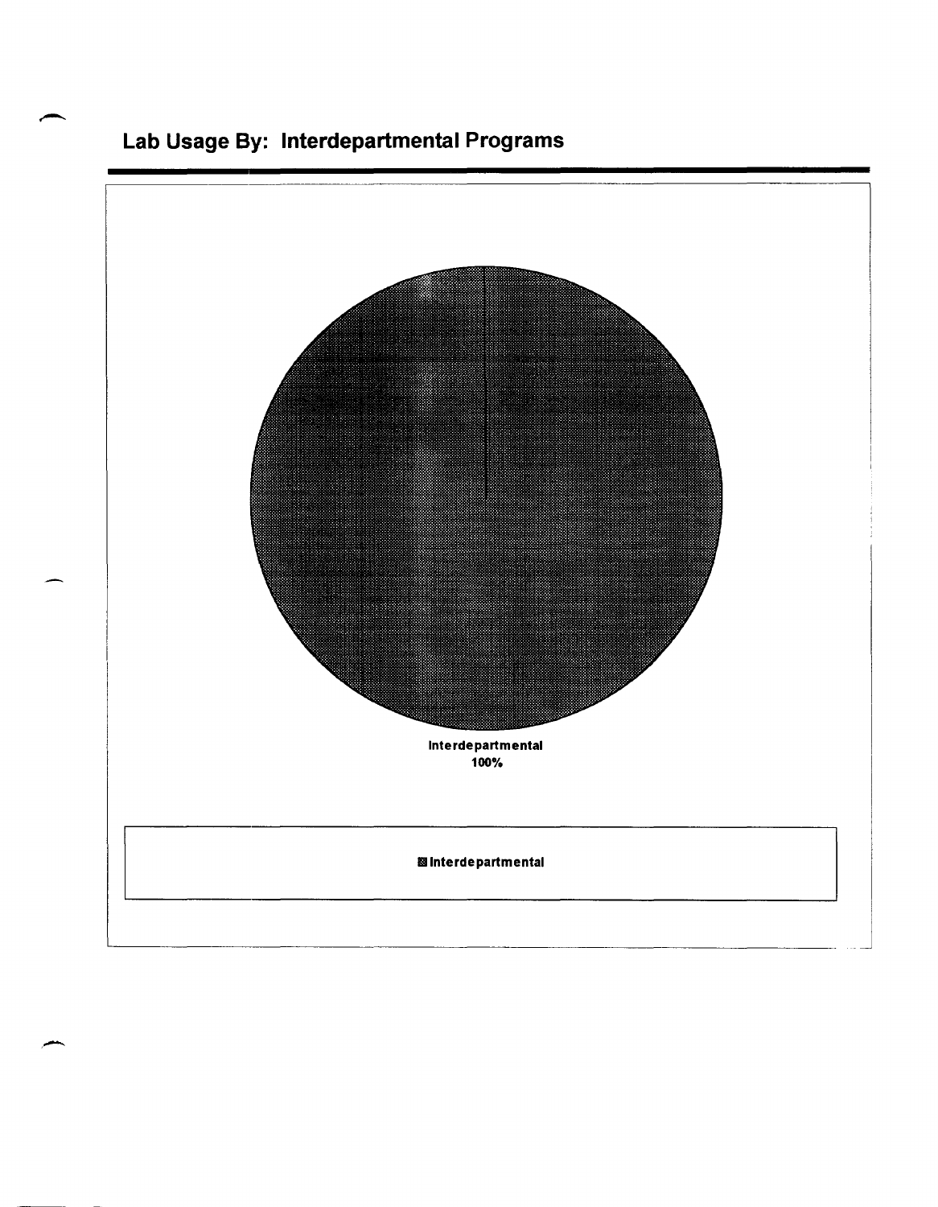## Lab Usage By: Interdepartmental Programs

Interdepartmental
100%

Interdepartmental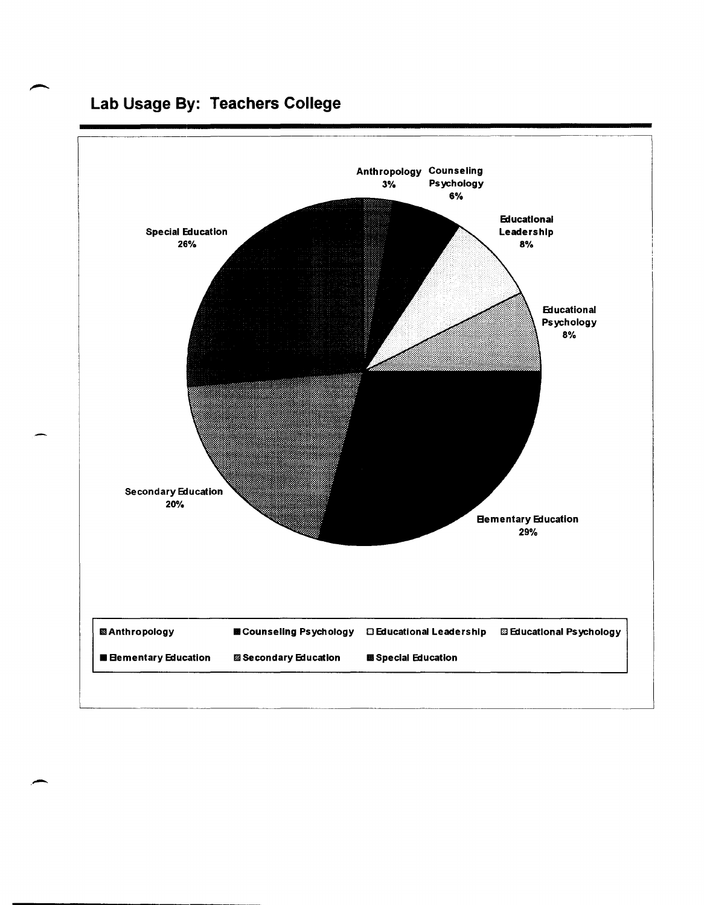## Lab Usage By: Teachers College

| Department | Percentage |
|---|---|
| Anthropology | 3% |
| Counseling Psychology | 6% |
| Educational Leadership | 8% |
| Educational Psychology | 8% |
| Elementary Education | 29% |
| Secondary Education | 20% |
| Special Education | 26% |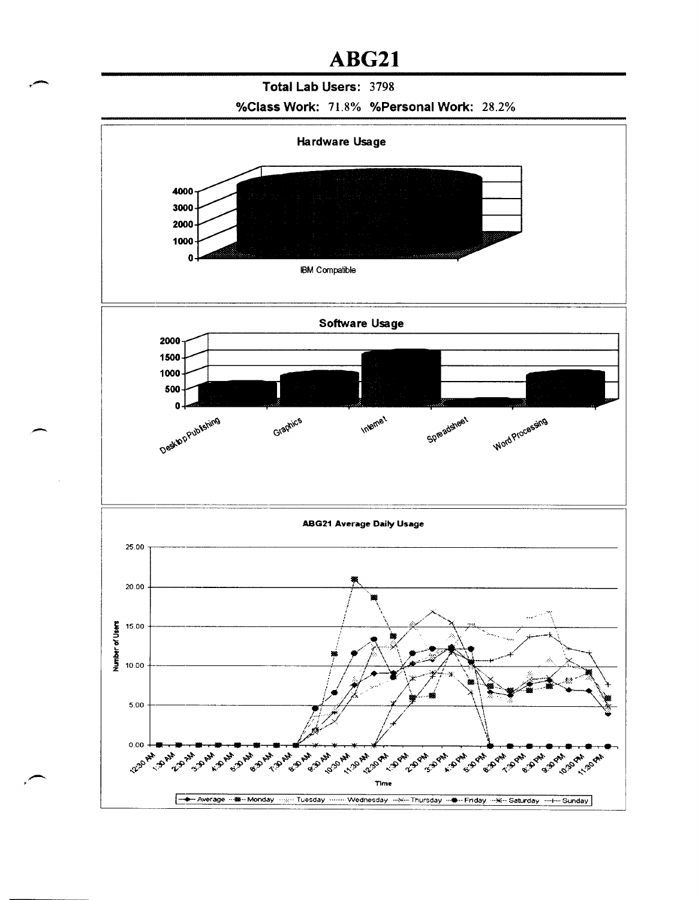# ABG21

**Total Lab Users:** 3798

**%Class Work:** 71.8% **%Personal Work:** 28.2%

**Hardware Usage**

4000
3000
2000
1000
0

IBM Compatible

**Software Usage**

2000
1500
1000
500
0

Desktop Publishing, Graphics, Internet, Spreadsheet, Word Processing

**ABG21 Average Daily Usage**

Number of Users: 0.00, 5.00, 10.00, 15.00, 20.00, 25.00

Time: 12:30 AM, 1:30 AM, 2:30 AM, 3:30 AM, 4:30 AM, 5:30 AM, 6:30 AM, 7:30 AM, 8:30 AM, 9:30 AM, 10:30 AM, 11:30 AM, 12:30 PM, 1:30 PM, 2:30 PM, 3:30 PM, 4:30 PM, 5:30 PM, 6:30 PM, 7:30 PM, 8:30 PM, 9:30 PM, 10:30 PM, 11:30 PM

Average, Monday, Tuesday, Wednesday, Thursday, Friday, Saturday, Sunday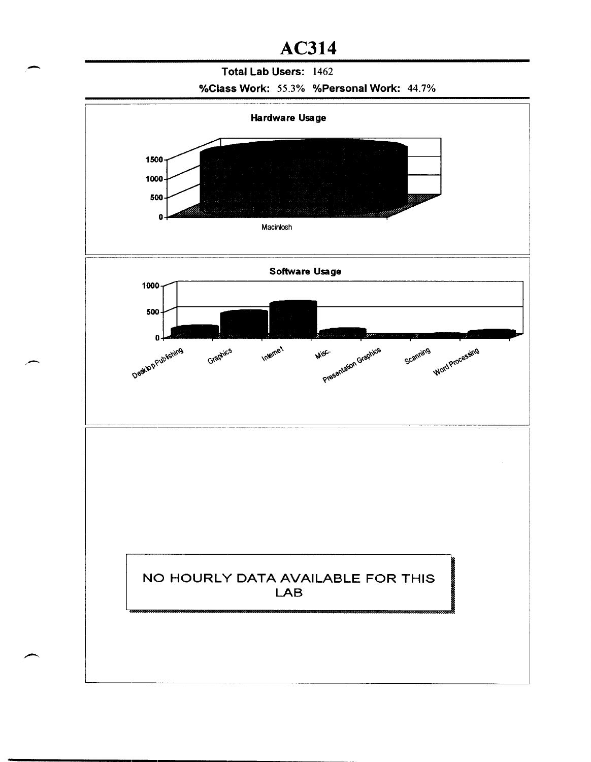# AC314

**Total Lab Users:** 1462

**%Class Work:** 55.3% **%Personal Work:** 44.7%

**Hardware Usage**

1500
1000
500
0

Macintosh

**Software Usage**

1000
500
0

Desktop Publishing, Graphics, Internet, Misc., Presentation Graphics, Scanning, Word Processing

NO HOURLY DATA AVAILABLE FOR THIS LAB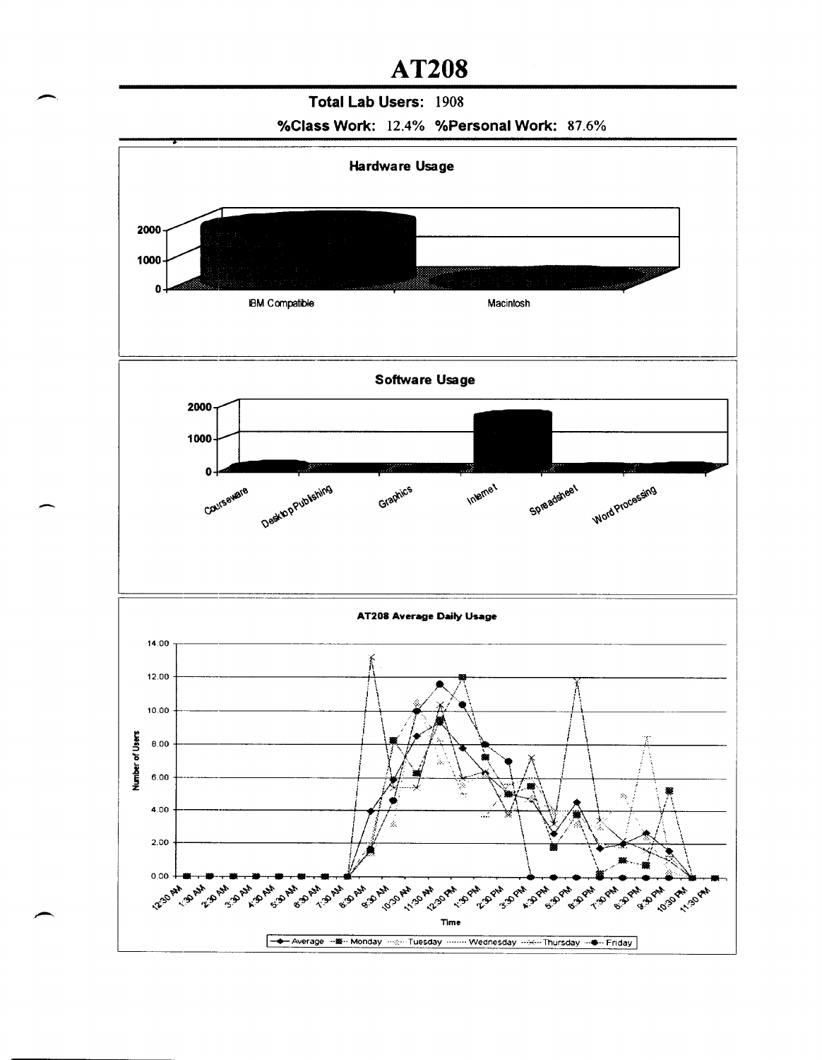# AT208

**Total Lab Users:** 1908

**%Class Work:** 12.4% **%Personal Work:** 87.6%

**Hardware Usage**

**Software Usage**

**AT208 Average Daily Usage**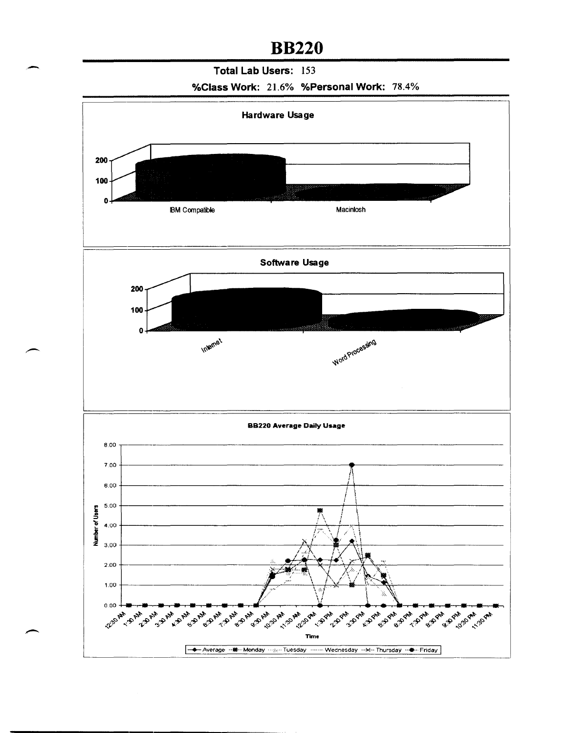# BB220

**Total Lab Users:** 153

**%Class Work:** 21.6% **%Personal Work:** 78.4%

**Hardware Usage**

**Software Usage**

**BB220 Average Daily Usage**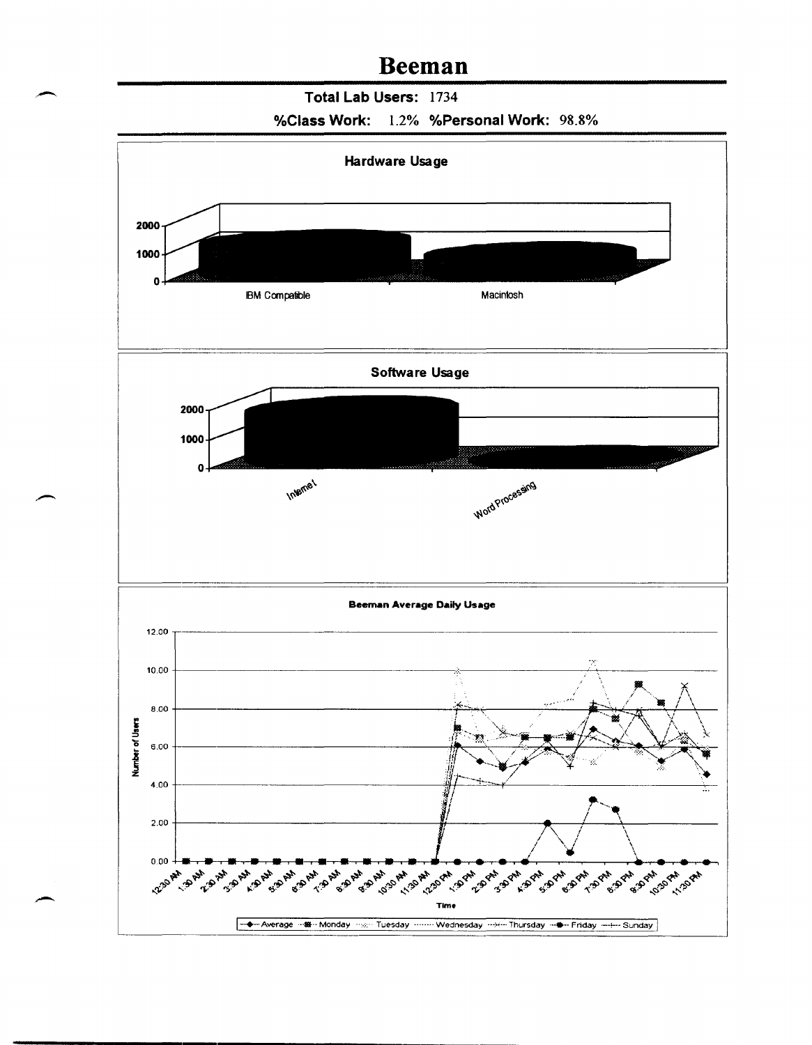# Beeman

**Total Lab Users:** 1734

**%Class Work:** 1.2% **%Personal Work:** 98.8%

**Hardware Usage**

**Software Usage**

**Beeman Average Daily Usage**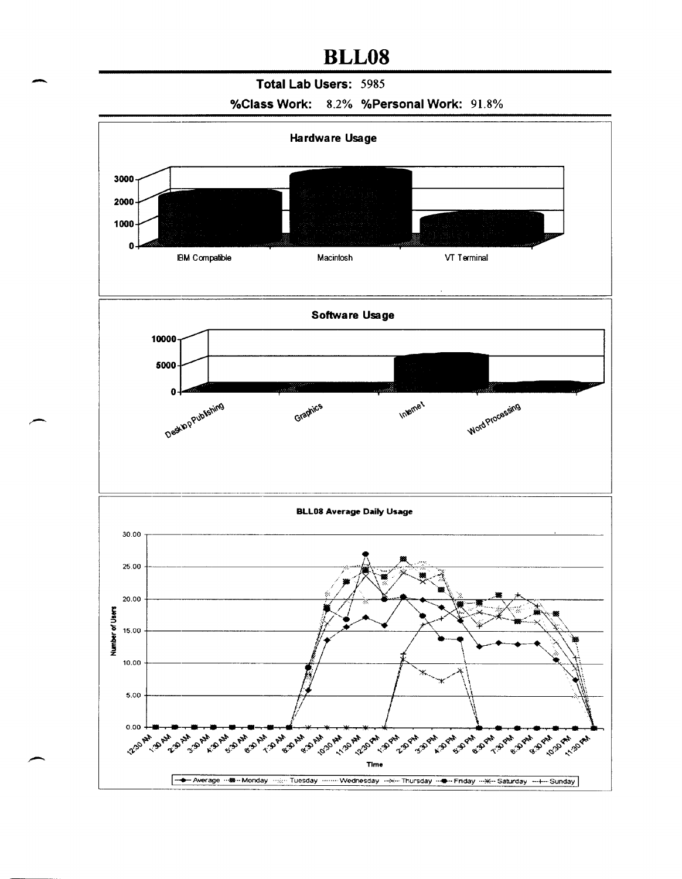# BLL08

**Total Lab Users:** 5985

**%Class Work:** 8.2% **%Personal Work:** 91.8%

**Hardware Usage**

IBM Compatible | Macintosh | VT Terminal

**Software Usage**

Desktop Publishing | Graphics | Internet | Word Processing

**BLL08 Average Daily Usage**

Number of Users

Time

Average | Monday | Tuesday | Wednesday | Thursday | Friday | Saturday | Sunday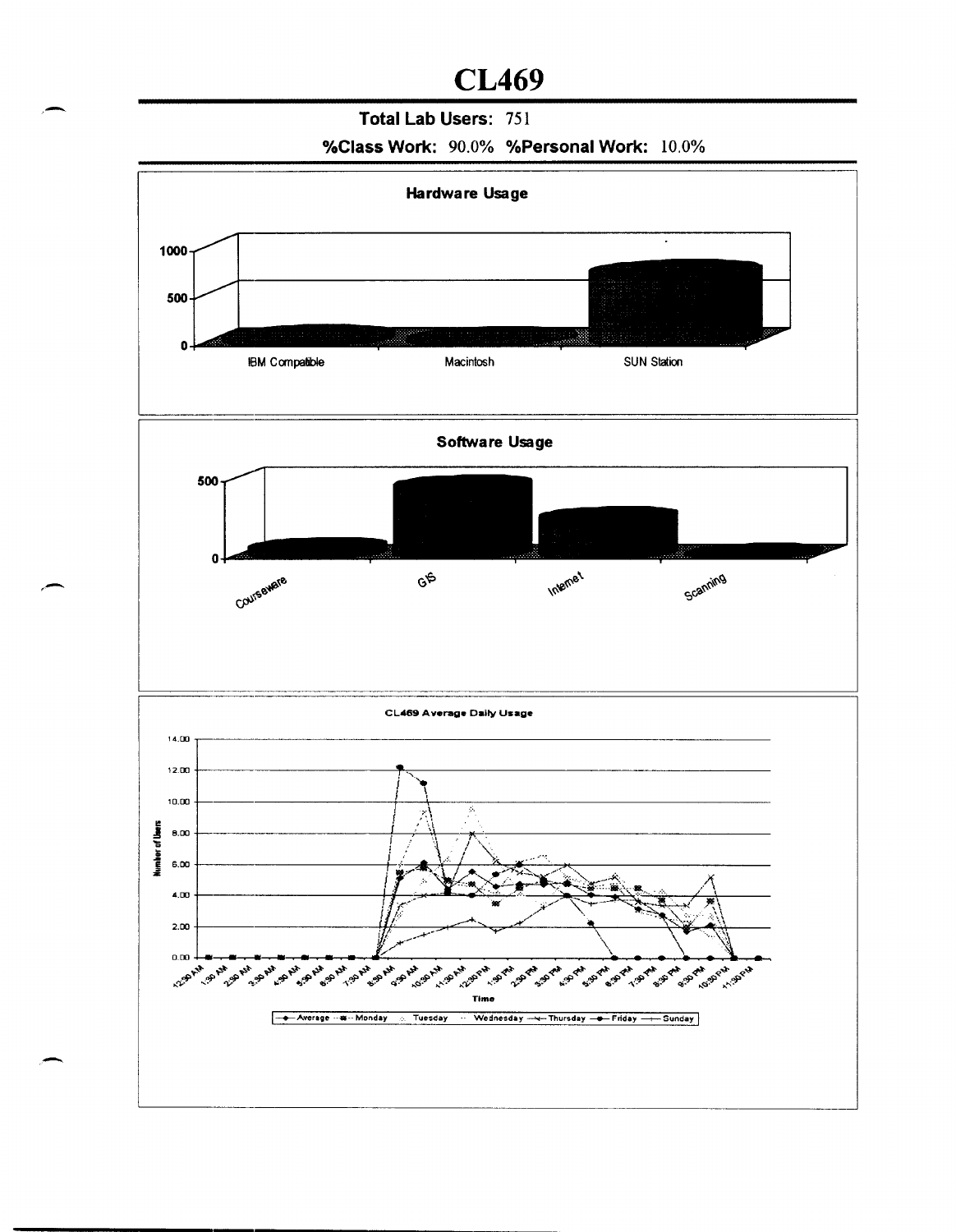# CL469

**Total Lab Users:** 751

**%Class Work:** 90.0% **%Personal Work:** 10.0%

**Hardware Usage**

1000
500
0

IBM Compatible | Macintosh | SUN Station

**Software Usage**

500
0

Courseware | GIS | Internet | Scanning

CL469 Average Daily Usage

Number of Users

14.00
12.00
10.00
8.00
6.00
4.00
2.00
0.00

12:30 AM, 1:30 AM, 2:30 AM, 3:30 AM, 4:30 AM, 5:30 AM, 6:30 AM, 7:30 AM, 8:30 AM, 9:30 AM, 10:30 AM, 11:30 AM, 12:30 PM, 1:30 PM, 2:30 PM, 3:30 PM, 4:30 PM, 5:30 PM, 6:30 PM, 7:30 PM, 8:30 PM, 9:30 PM, 10:30 PM, 11:30 PM

Time

Average · Monday · Tuesday · Wednesday · Thursday · Friday · Sunday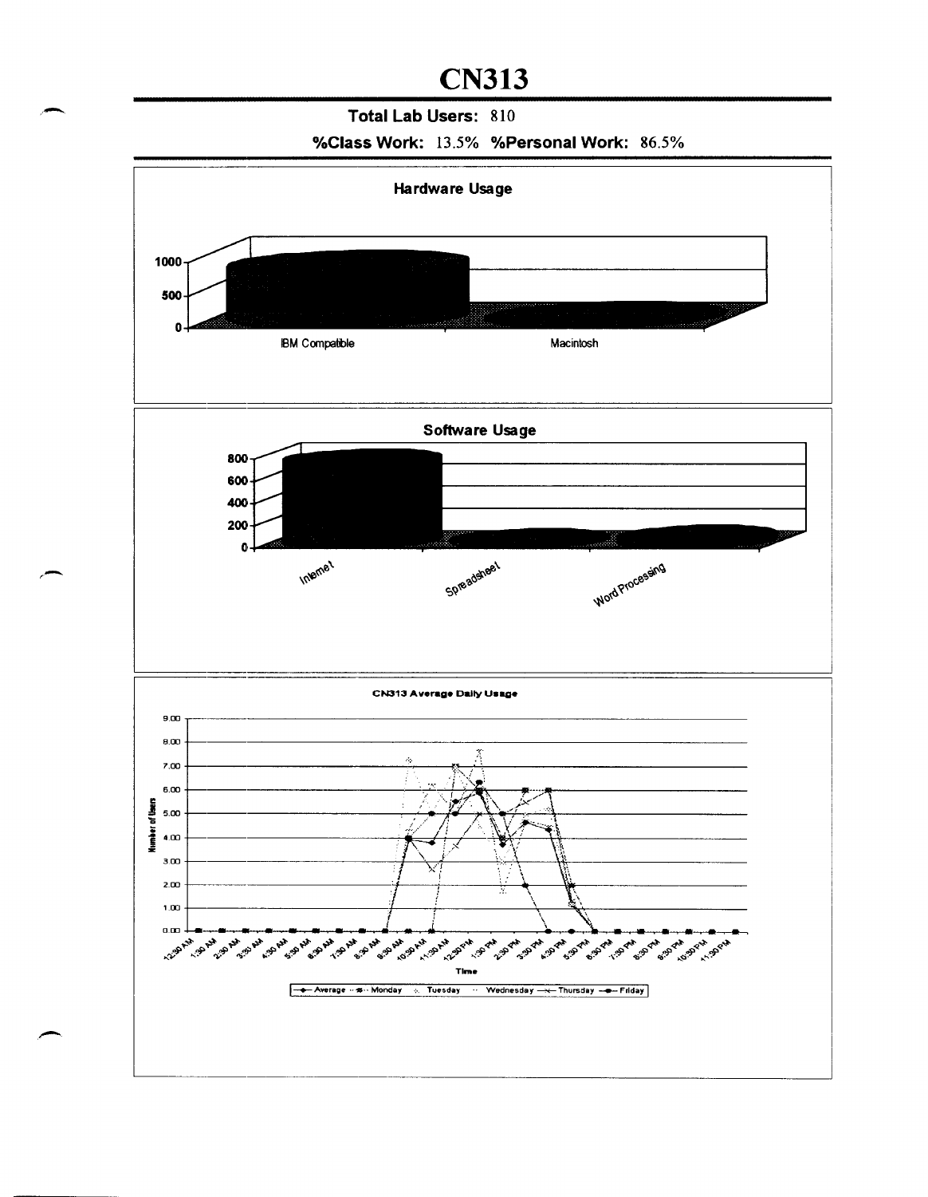# CN313

**Total Lab Users:** 810

**%Class Work:** 13.5% **%Personal Work:** 86.5%

**Hardware Usage**

**Software Usage**

**CN313 Average Daily Usage**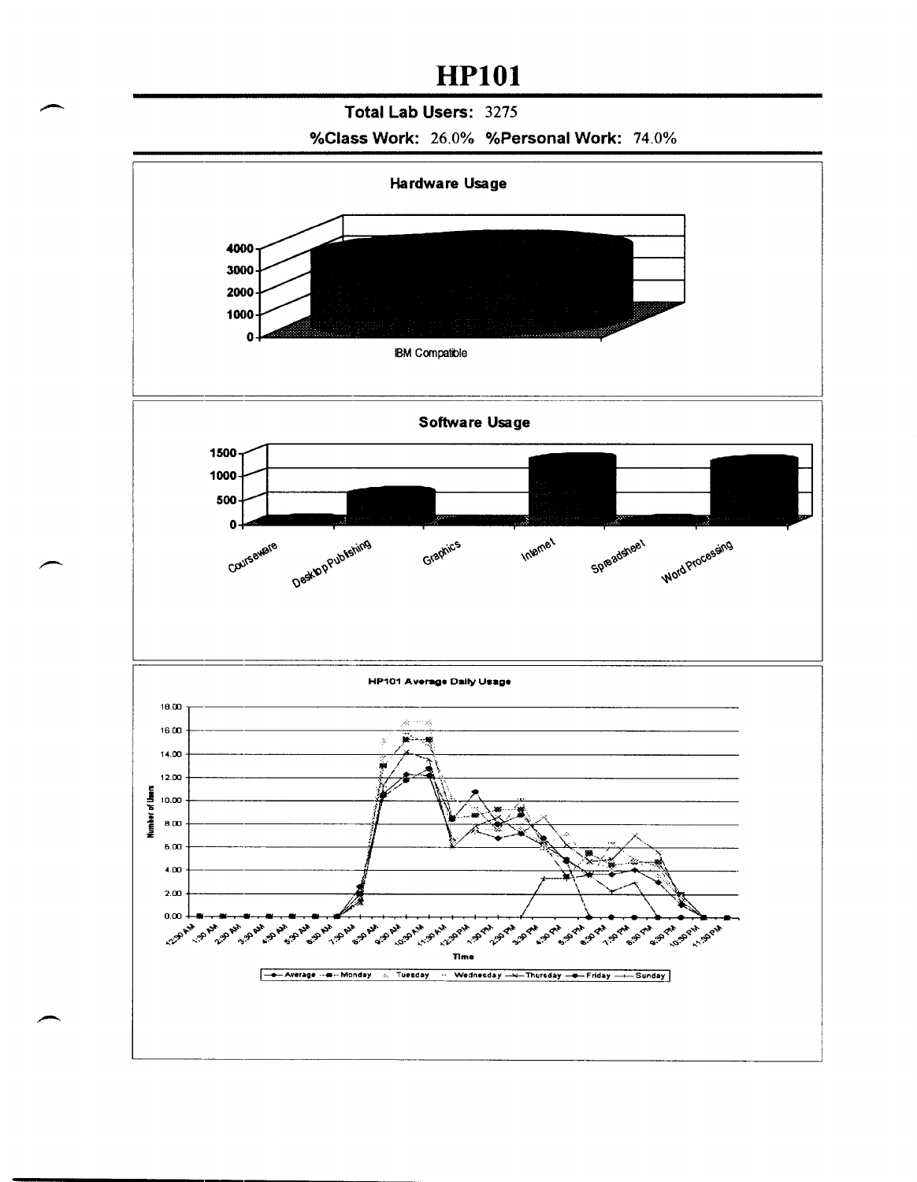# HP101

**Total Lab Users:** 3275

**%Class Work:** 26.0% **%Personal Work:** 74.0%

**Hardware Usage**

0, 1000, 2000, 3000, 4000

IBM Compatible

**Software Usage**

0, 500, 1000, 1500

Courseware, Desktop Publishing, Graphics, Internet, Spreadsheet, Word Processing

**HP101 Average Daily Usage**

Number of Users: 0.00, 2.00, 4.00, 6.00, 8.00, 10.00, 12.00, 14.00, 16.00, 18.00

Time: 12:30 AM, 1:30 AM, 2:30 AM, 3:30 AM, 4:30 AM, 5:30 AM, 6:30 AM, 7:30 AM, 8:30 AM, 9:30 AM, 10:30 AM, 11:30 AM, 12:30 PM, 1:30 PM, 2:30 PM, 3:30 PM, 4:30 PM, 5:30 PM, 6:30 PM, 7:30 PM, 8:30 PM, 9:30 PM, 10:30 PM, 11:30 PM

Average, Monday, Tuesday, Wednesday, Thursday, Friday, Sunday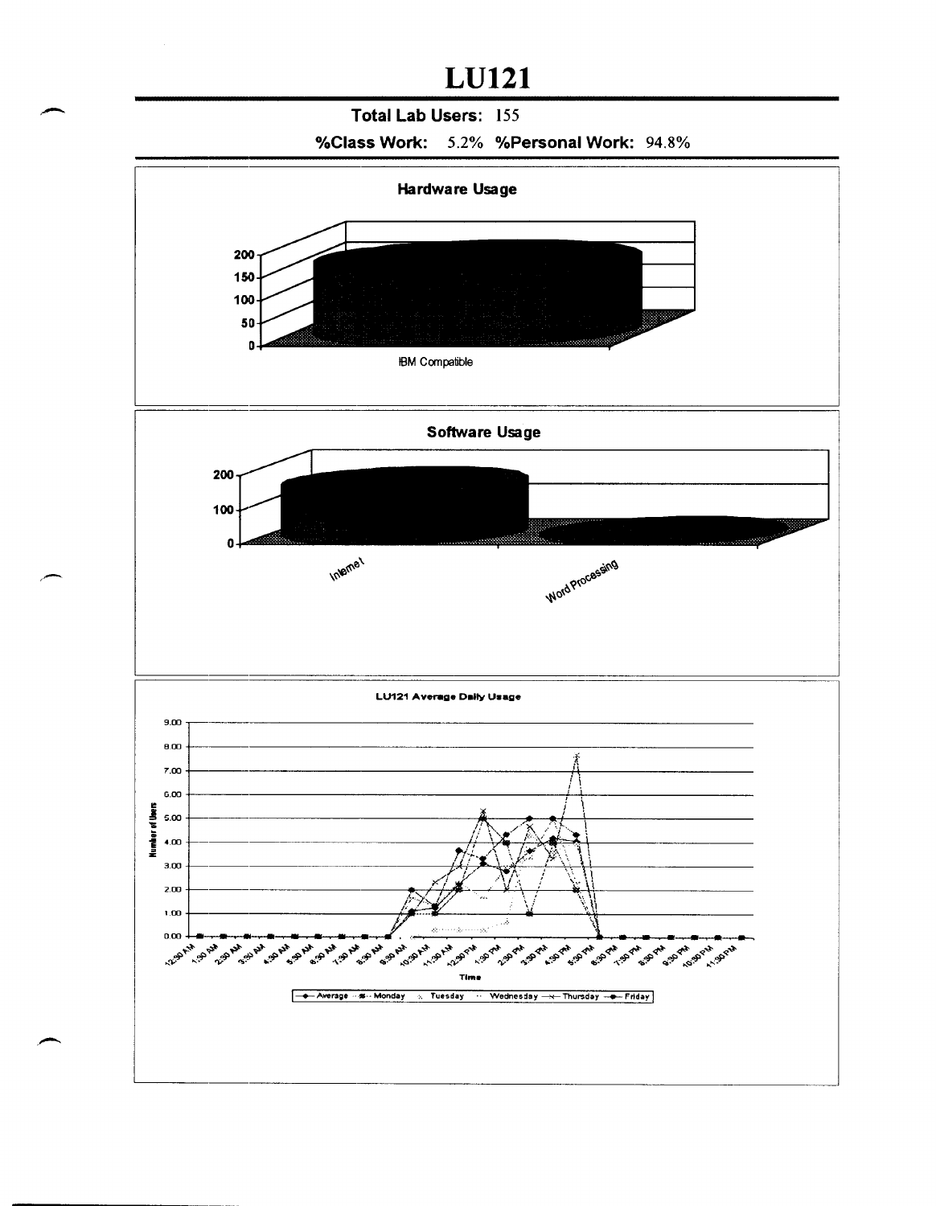# LU121

**Total Lab Users:** 155

**%Class Work:** 5.2% **%Personal Work:** 94.8%

**Hardware Usage**

200
150
100
50
0

IBM Compatible

**Software Usage**

200
100
0

Internet

Word Processing

**LU121 Average Daily Usage**

9.00
8.00
7.00
6.00
5.00
4.00
3.00
2.00
1.00
0.00

Number of Users

12:30 AM, 1:30 AM, 2:30 AM, 3:30 AM, 4:30 AM, 5:30 AM, 6:30 AM, 7:30 AM, 8:30 AM, 9:30 AM, 10:30 AM, 11:30 AM, 12:30 PM, 1:30 PM, 2:30 PM, 3:30 PM, 4:30 PM, 5:30 PM, 6:30 PM, 7:30 PM, 8:30 PM, 9:30 PM, 10:30 PM, 11:30 PM

Time

Average, Monday, Tuesday, Wednesday, Thursday, Friday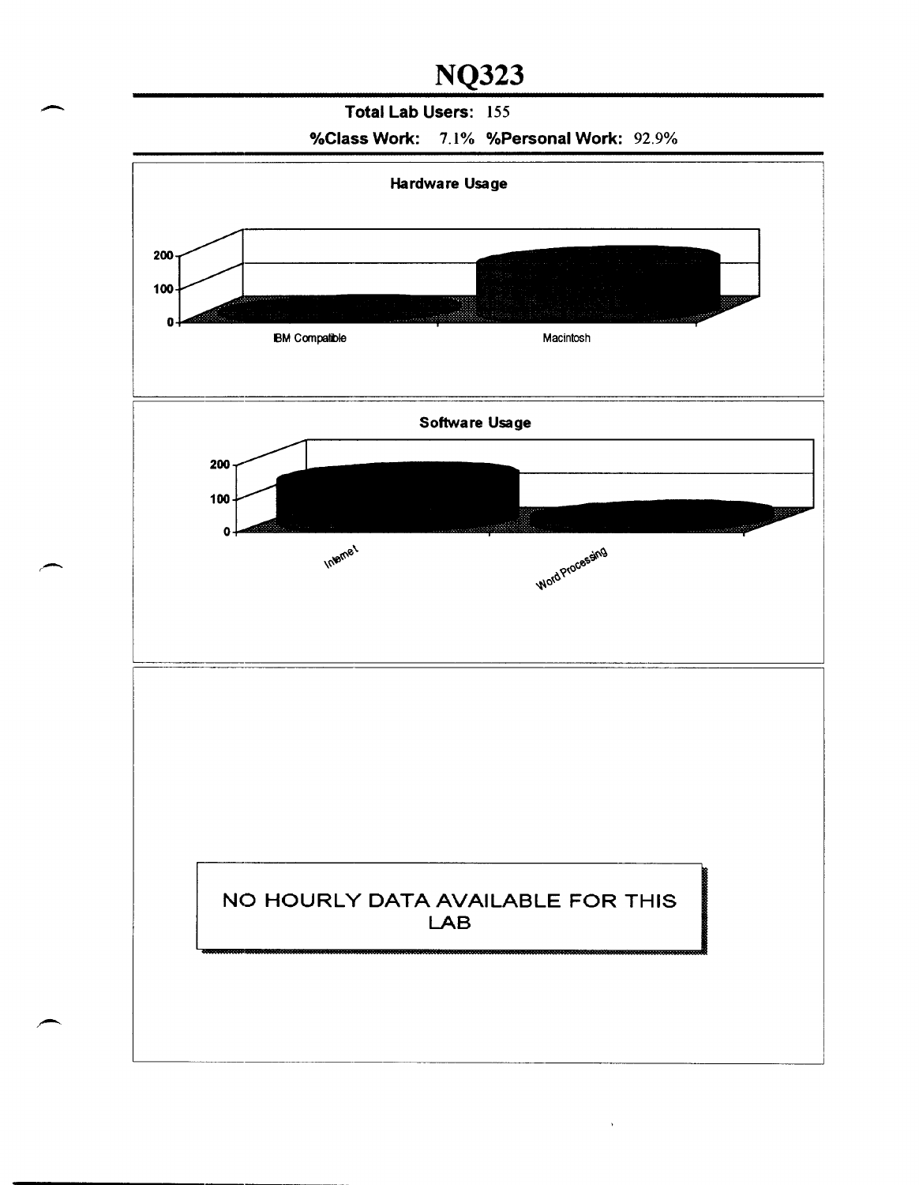# NQ323

**Total Lab Users:** 155

**%Class Work:** 7.1% **%Personal Work:** 92.9%

**Hardware Usage**

200
100
0

IBM Compatible | Macintosh

**Software Usage**

200
100
0

Internet | Word Processing

NO HOURLY DATA AVAILABLE FOR THIS LAB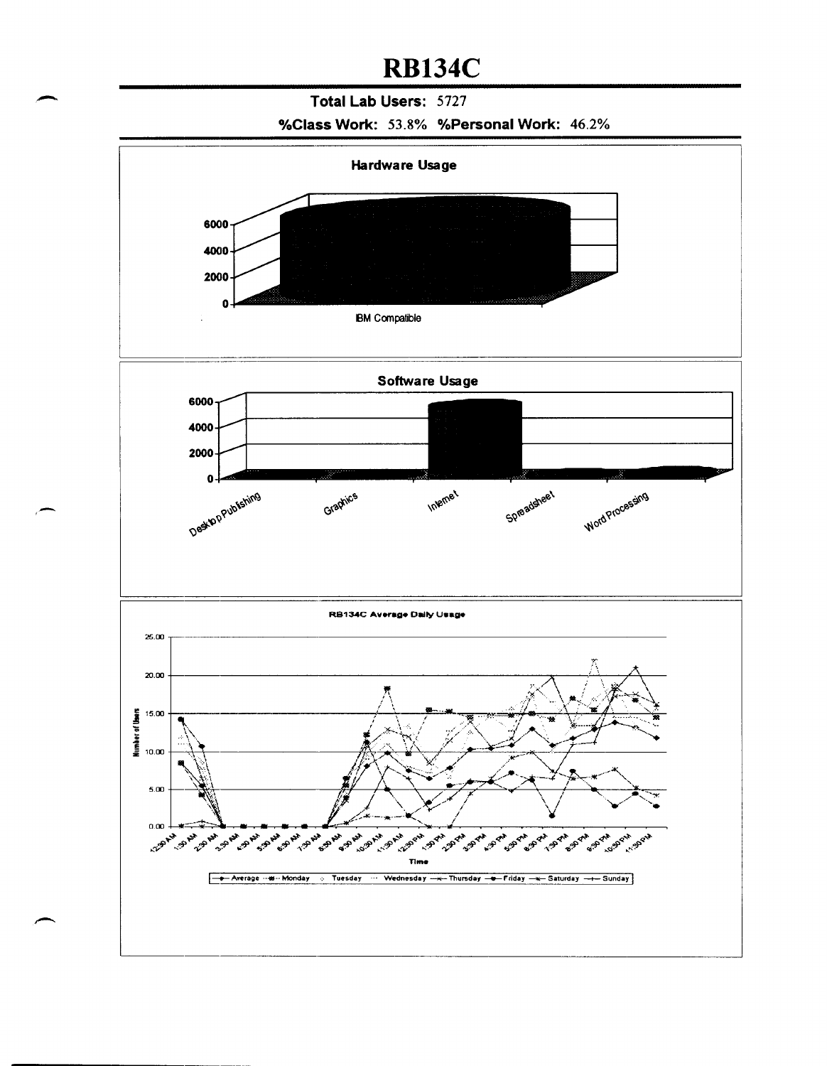# RB134C

**Total Lab Users:** 5727

**%Class Work:** 53.8% **%Personal Work:** 46.2%

**Hardware Usage**

**Software Usage**

**RB134C Average Daily Usage**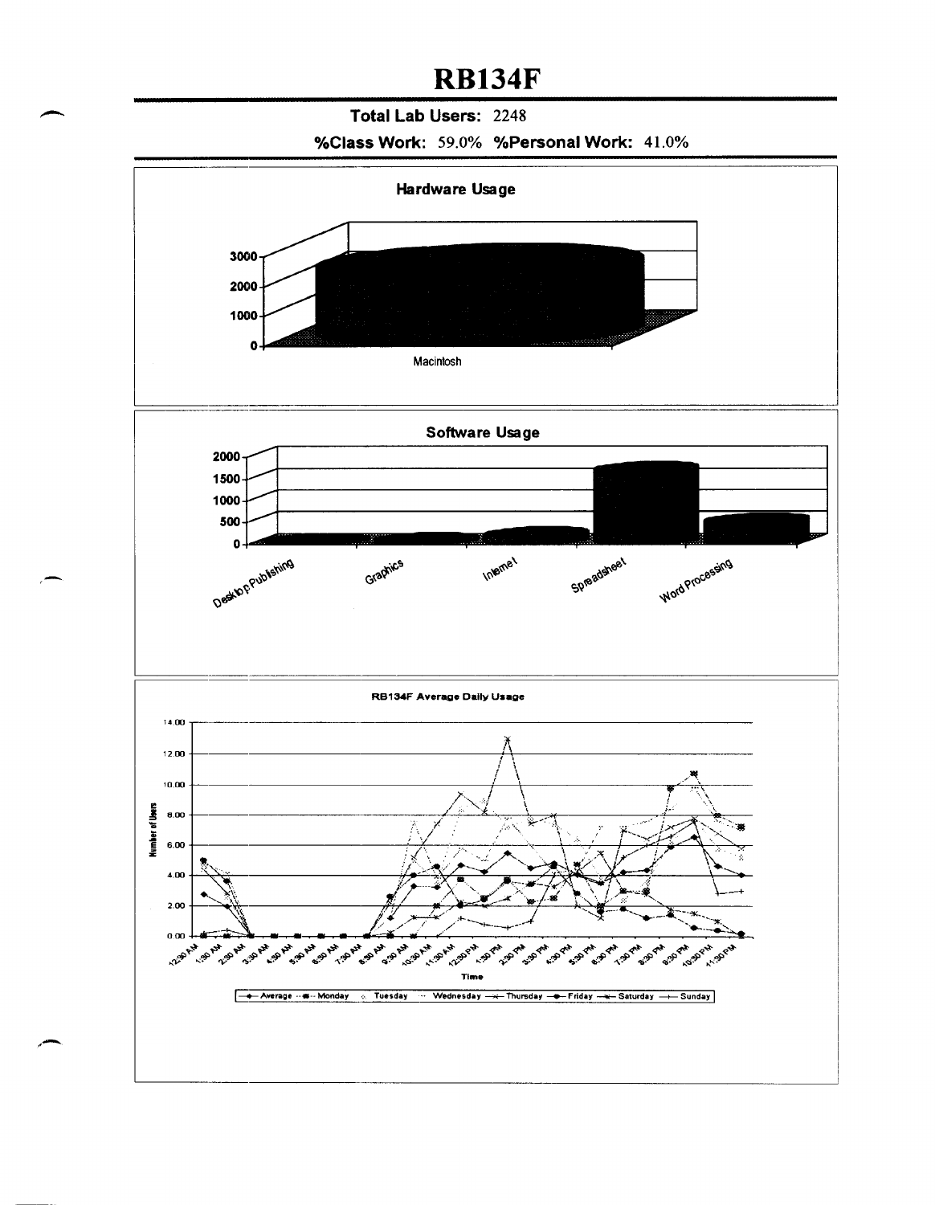# RB134F

**Total Lab Users:** 2248

**%Class Work:** 59.0% **%Personal Work:** 41.0%

**Hardware Usage**

**Software Usage**

**RB134F Average Daily Usage**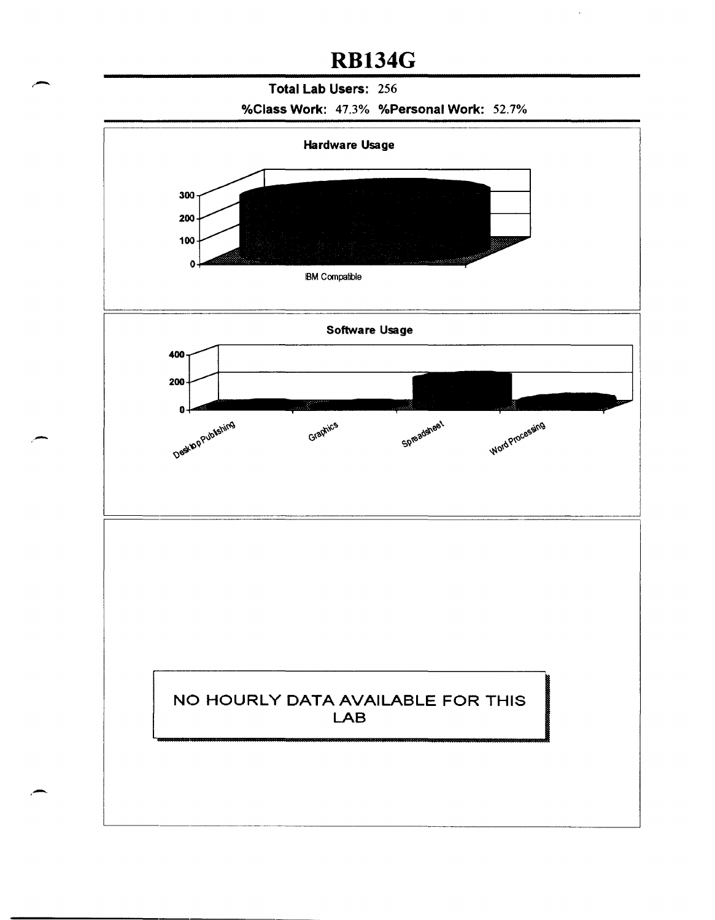# RB134G

**Total Lab Users:** 256

**%Class Work:** 47.3% **%Personal Work:** 52.7%

**Hardware Usage**

300
200
100
0

IBM Compatible

**Software Usage**

400
200
0

Desktop Publishing
Graphics
Spreadsheet
Word Processing

NO HOURLY DATA AVAILABLE FOR THIS LAB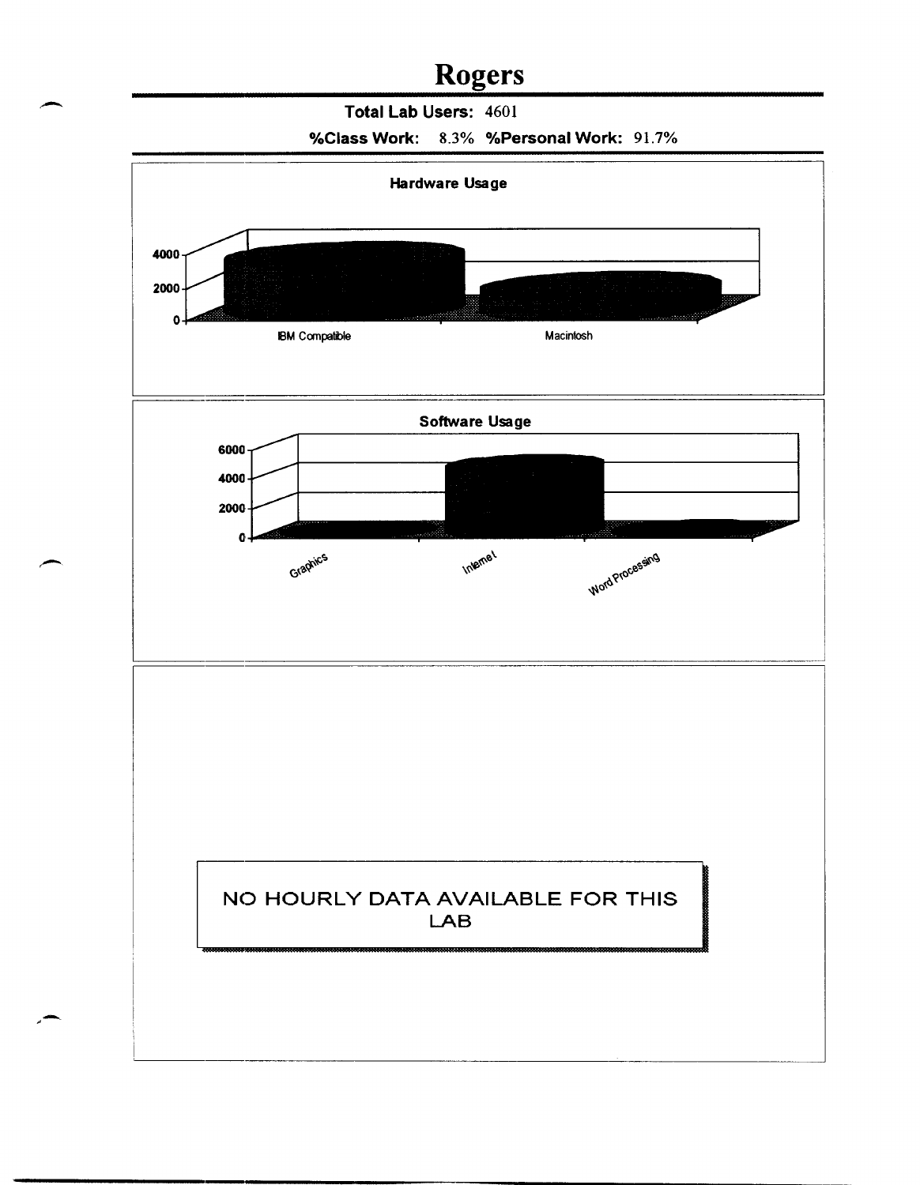# Rogers

**Total Lab Users:** 4601

**%Class Work:** 8.3% **%Personal Work:** 91.7%

**Hardware Usage**

4000
2000
0

IBM Compatible Macintosh

**Software Usage**

6000
4000
2000
0

Graphics Internet Word Processing

NO HOURLY DATA AVAILABLE FOR THIS LAB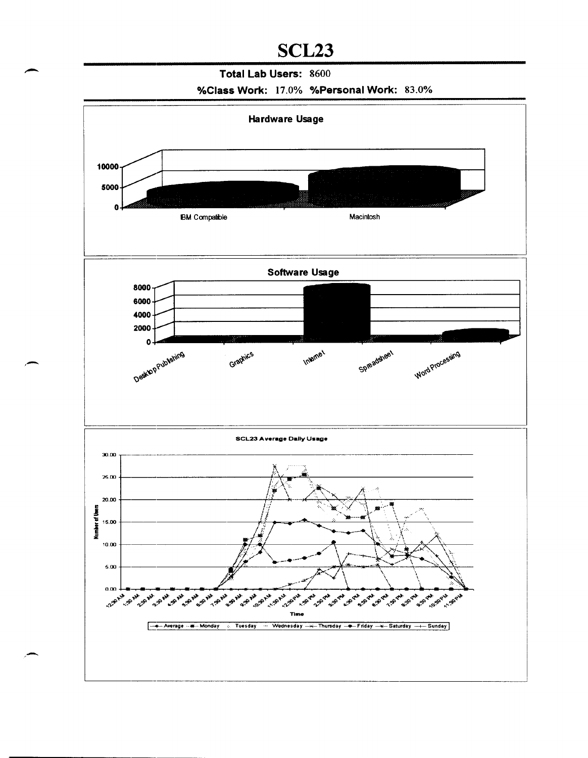# SCL23

**Total Lab Users:** 8600

**%Class Work:** 17.0% **%Personal Work:** 83.0%

**Hardware Usage**

**Software Usage**

**SCL23 Average Daily Usage**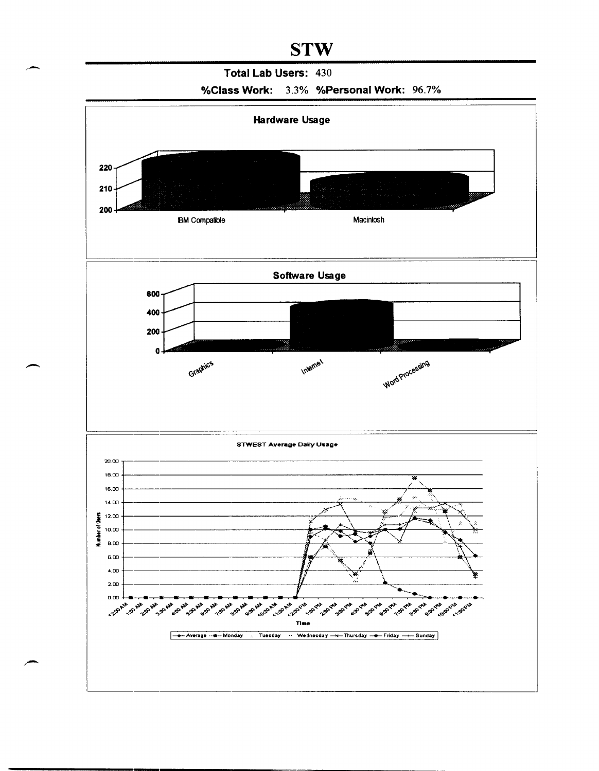# STW

**Total Lab Users:** 430

**%Class Work:** 3.3% **%Personal Work:** 96.7%

**Hardware Usage**

**Software Usage**

**STWEST Average Daily Usage**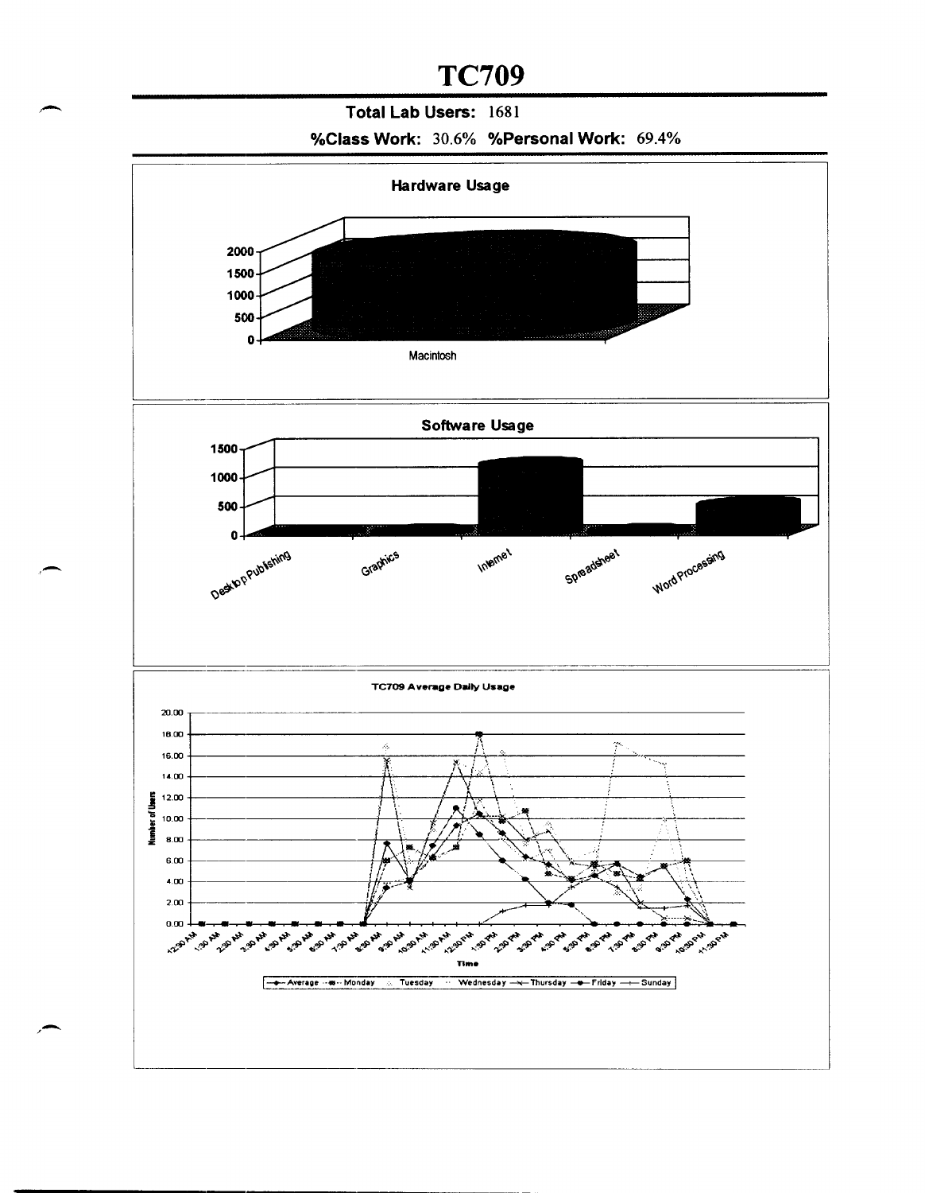# TC709

**Total Lab Users:** 1681

**%Class Work:** 30.6% **%Personal Work:** 69.4%

**Hardware Usage**

**Software Usage**

**TC709 Average Daily Usage**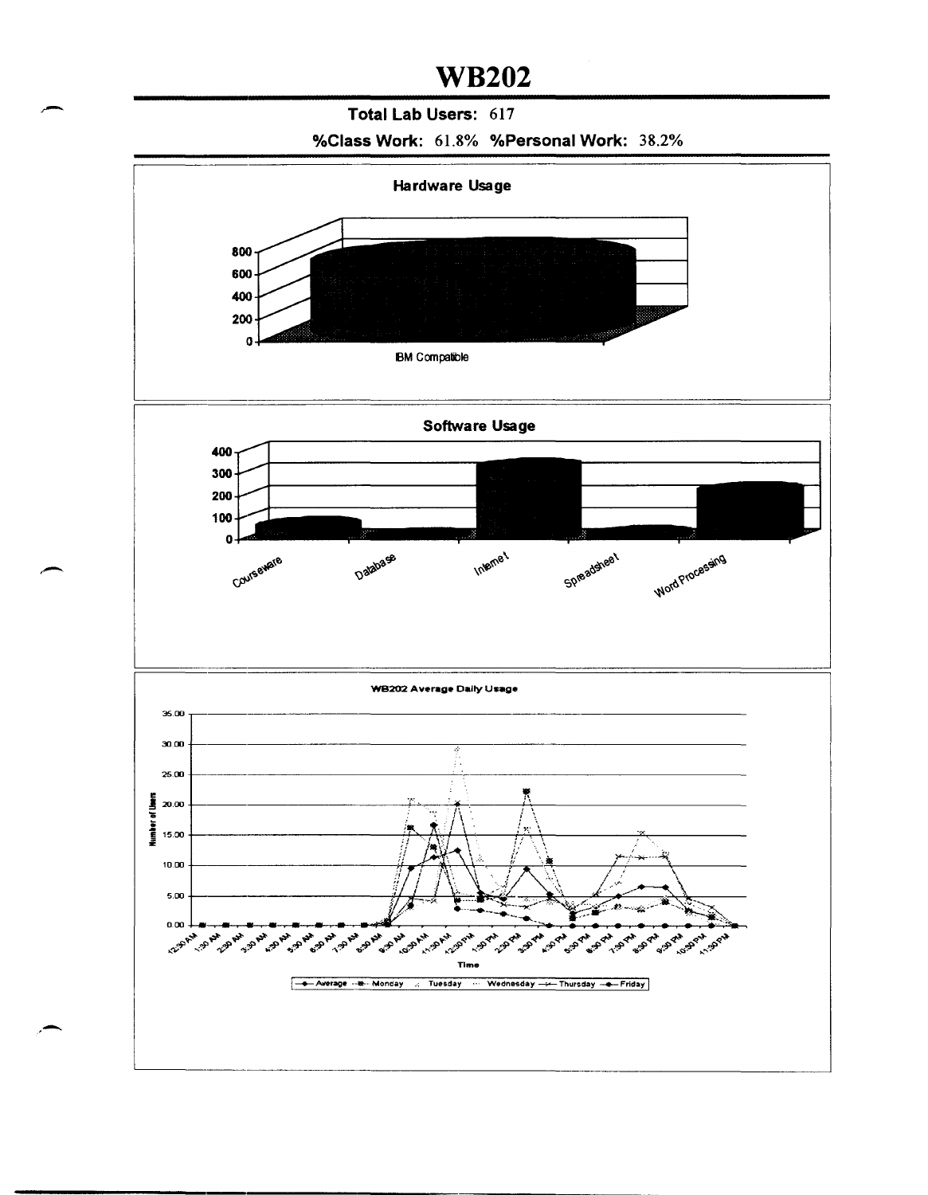# WB202

**Total Lab Users:** 617

**%Class Work:** 61.8% **%Personal Work:** 38.2%

**Hardware Usage**

800
600
400
200
0

IBM Compatible

**Software Usage**

400
300
200
100
0

Courseware | Database | Internet | Spreadsheet | Word Processing

**WB202 Average Daily Usage**

Number of Users

35.00
30.00
25.00
20.00
15.00
10.00
5.00
0.00

12:30 AM, 1:30 AM, 2:30 AM, 3:30 AM, 4:30 AM, 5:30 AM, 6:30 AM, 7:30 AM, 8:30 AM, 9:30 AM, 10:30 AM, 11:30 AM, 12:30 PM, 1:30 PM, 2:30 PM, 3:30 PM, 4:30 PM, 5:30 PM, 6:30 PM, 7:30 PM, 8:30 PM, 9:30 PM, 10:30 PM, 11:30 PM

Time

Average — Monday — Tuesday — Wednesday — Thursday — Friday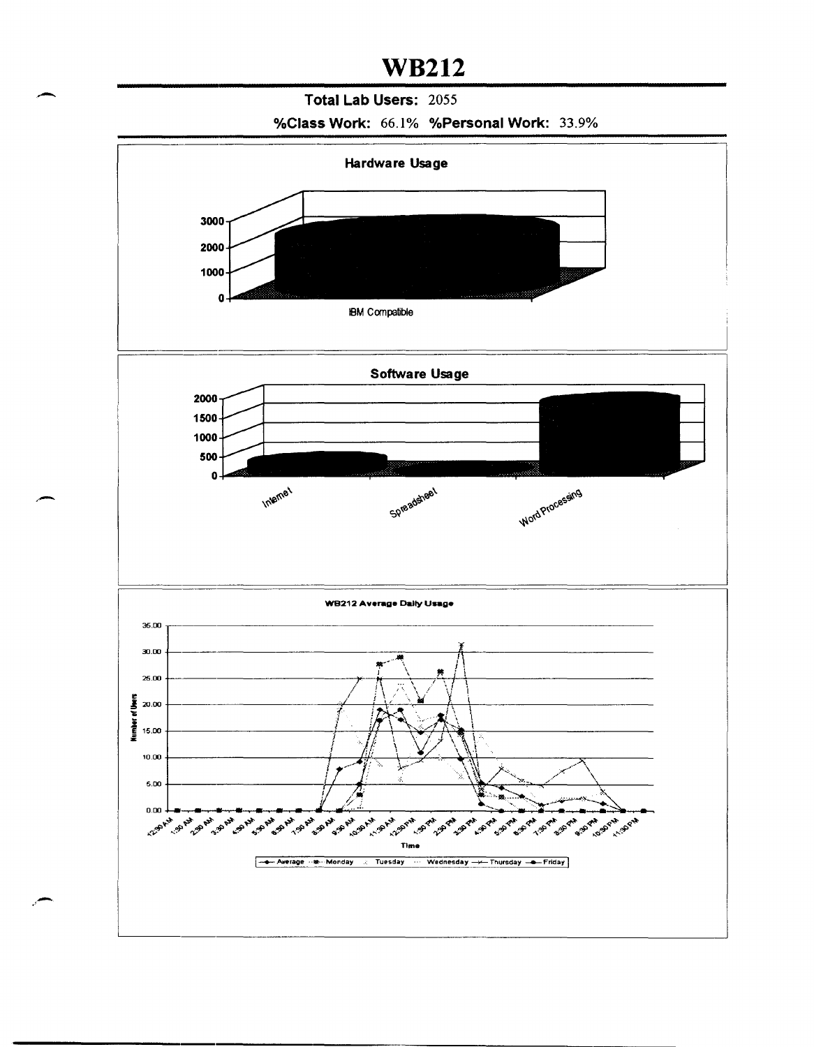# WB212

**Total Lab Users:** 2055

**%Class Work:** 66.1% **%Personal Work:** 33.9%

**Hardware Usage**

**Software Usage**

**WB212 Average Daily Usage**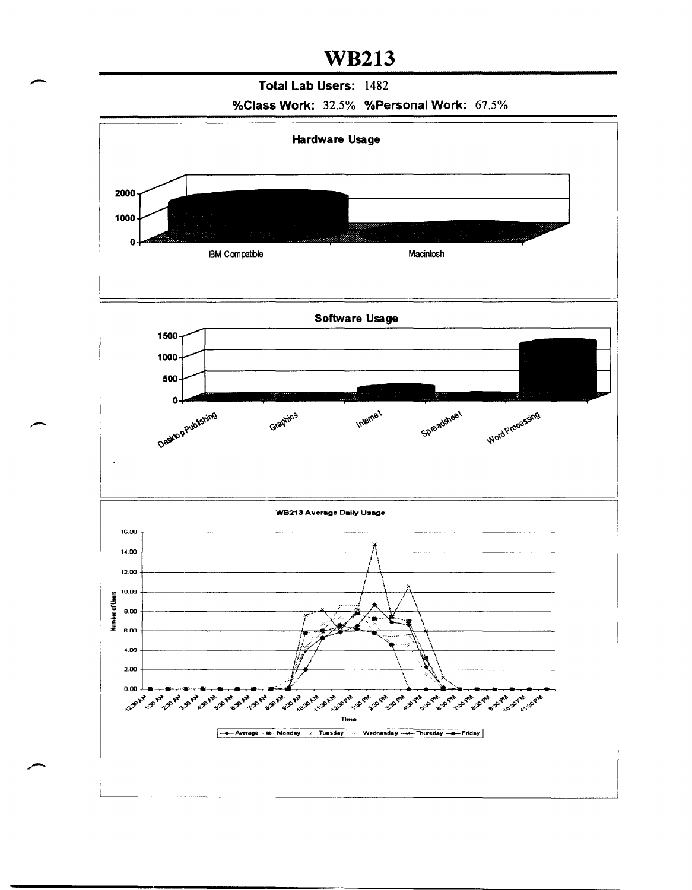# WB213

**Total Lab Users:** 1482

**%Class Work:** 32.5% **%Personal Work:** 67.5%

**Hardware Usage**

2000
1000
0

IBM Compatible — Macintosh

**Software Usage**

1500
1000
500
0

Desktop Publishing — Graphics — Internet — Spreadsheet — Word Processing

**WB213 Average Daily Usage**

Number of Users: 0.00, 2.00, 4.00, 6.00, 8.00, 10.00, 12.00, 14.00, 16.00

Time: 12:30 AM, 1:30 AM, 2:30 AM, 3:30 AM, 4:30 AM, 5:30 AM, 6:30 AM, 7:30 AM, 8:30 AM, 9:30 AM, 10:30 AM, 11:30 AM, 12:30 PM, 1:30 PM, 2:30 PM, 3:30 PM, 4:30 PM, 5:30 PM, 6:30 PM, 7:30 PM, 8:30 PM, 9:30 PM, 10:30 PM, 11:30 PM

Legend: Average, Monday, Tuesday, Wednesday, Thursday, Friday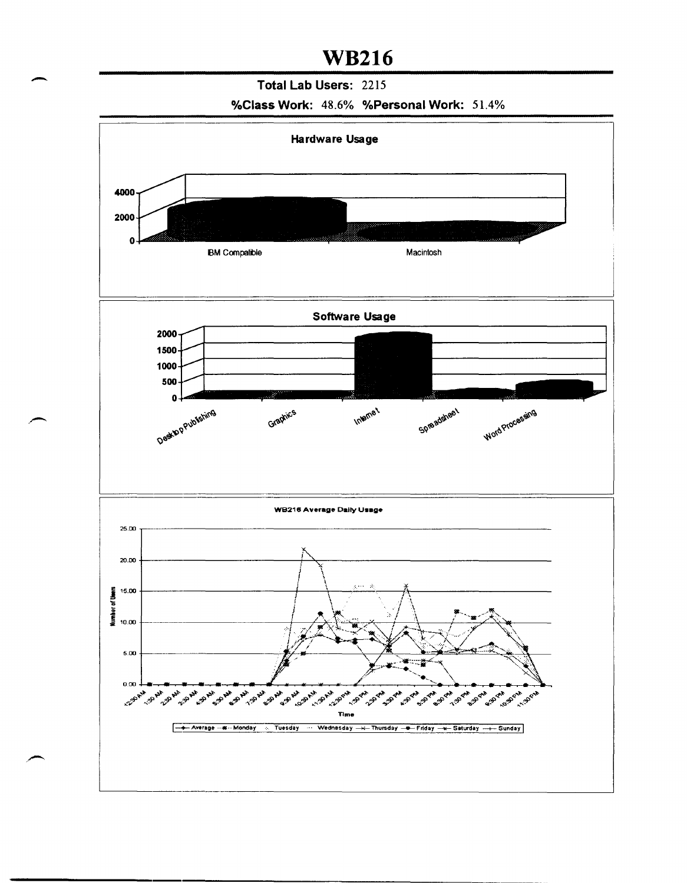# WB216

**Total Lab Users:** 2215

**%Class Work:** 48.6% **%Personal Work:** 51.4%

**Hardware Usage**

**Software Usage**

**WB216 Average Daily Usage**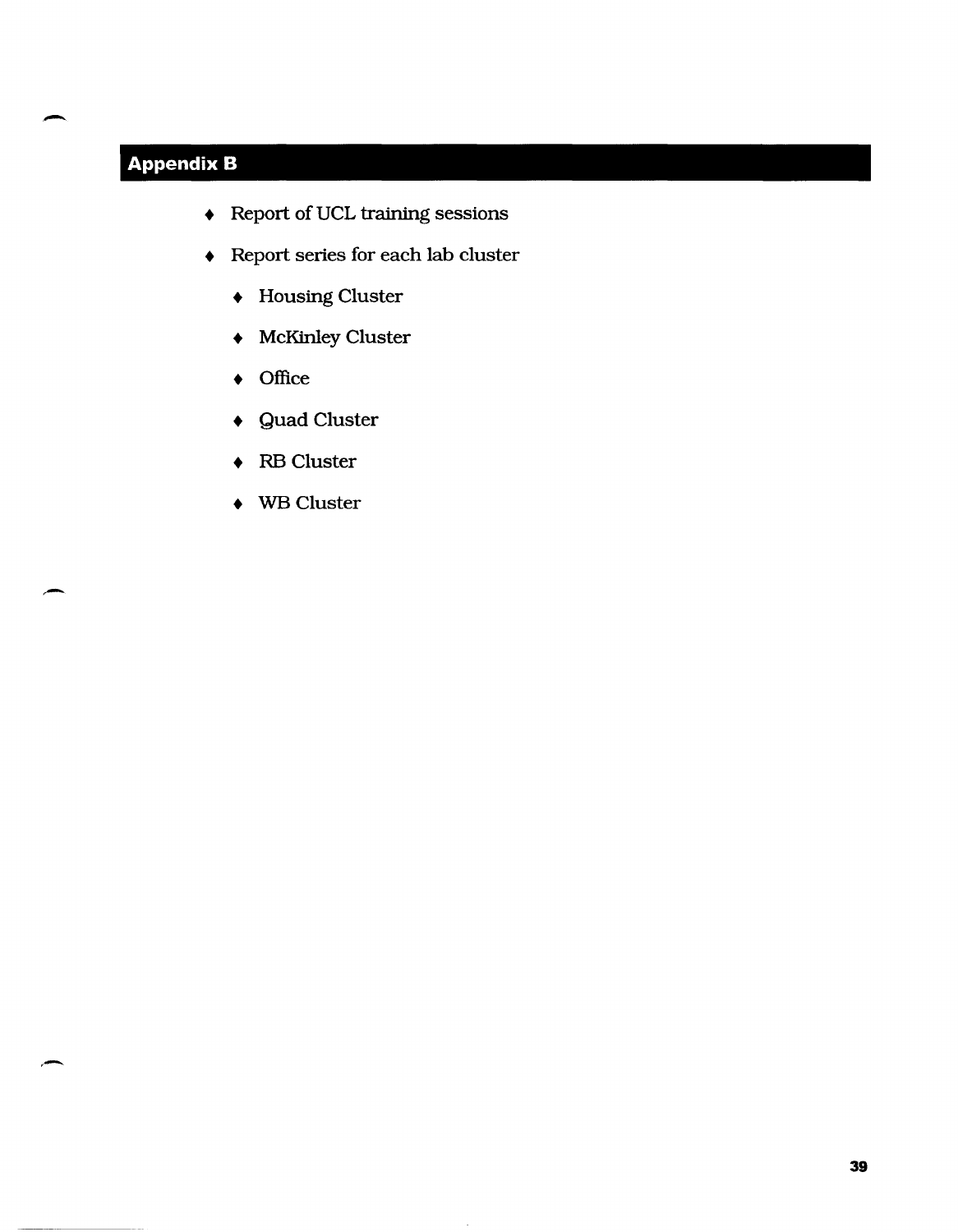# Appendix B

- Report of UCL training sessions
- Report series for each lab cluster
  - Housing Cluster
  - McKinley Cluster
  - Office
  - Quad Cluster
  - RB Cluster
  - WB Cluster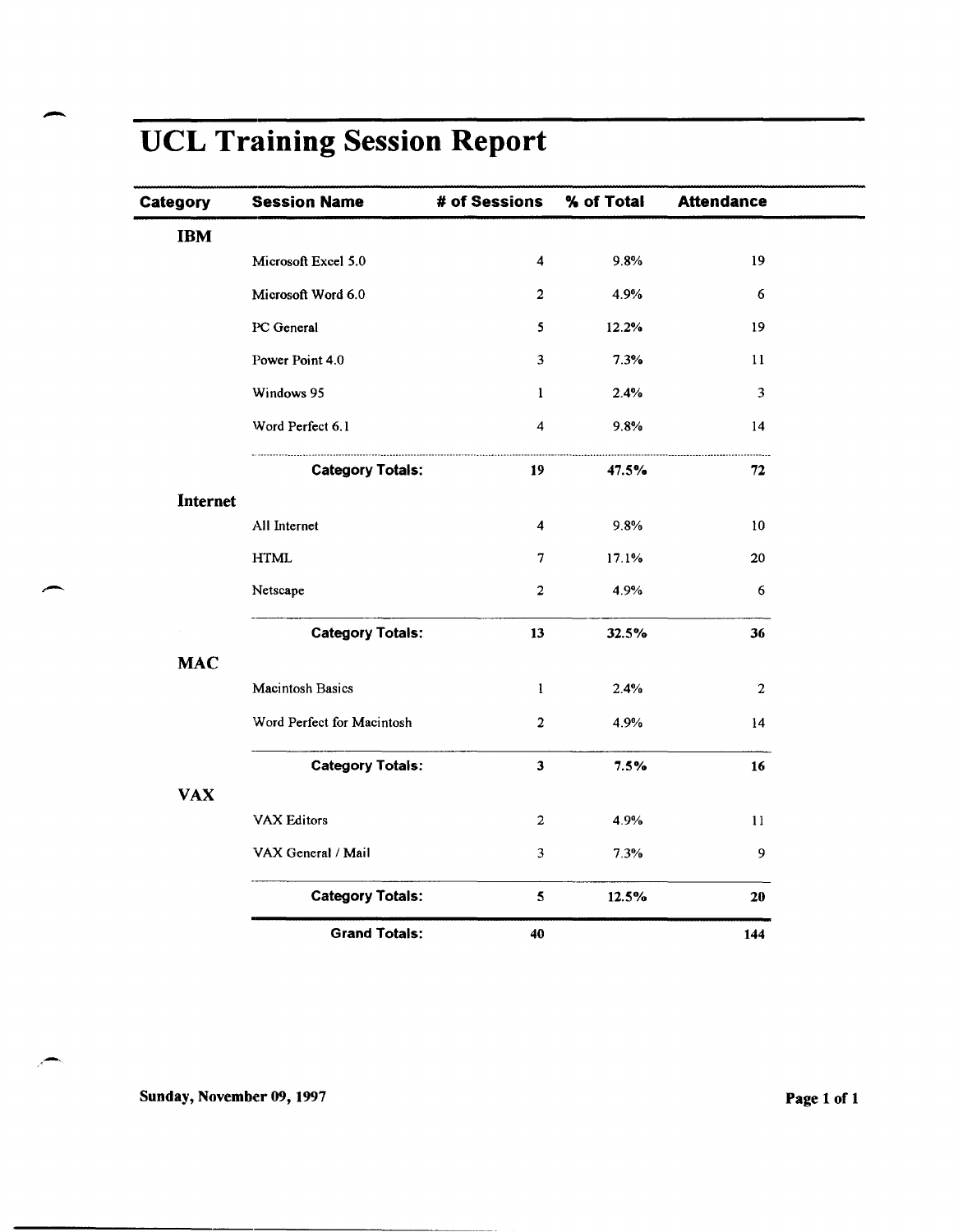# UCL Training Session Report

| Category | Session Name | # of Sessions | % of Total | Attendance |
| --- | --- | --- | --- | --- |
| **IBM** | | | | |
| | Microsoft Excel 5.0 | 4 | 9.8% | 19 |
| | Microsoft Word 6.0 | 2 | 4.9% | 6 |
| | PC General | 5 | 12.2% | 19 |
| | Power Point 4.0 | 3 | 7.3% | 11 |
| | Windows 95 | 1 | 2.4% | 3 |
| | Word Perfect 6.1 | 4 | 9.8% | 14 |
| | **Category Totals:** | **19** | **47.5%** | **72** |
| **Internet** | | | | |
| | All Internet | 4 | 9.8% | 10 |
| | HTML | 7 | 17.1% | 20 |
| | Netscape | 2 | 4.9% | 6 |
| | **Category Totals:** | **13** | **32.5%** | **36** |
| **MAC** | | | | |
| | Macintosh Basics | 1 | 2.4% | 2 |
| | Word Perfect for Macintosh | 2 | 4.9% | 14 |
| | **Category Totals:** | **3** | **7.5%** | **16** |
| **VAX** | | | | |
| | VAX Editors | 2 | 4.9% | 11 |
| | VAX General / Mail | 3 | 7.3% | 9 |
| | **Category Totals:** | **5** | **12.5%** | **20** |
| | **Grand Totals:** | **40** | | **144** |

**Sunday, November 09, 1997**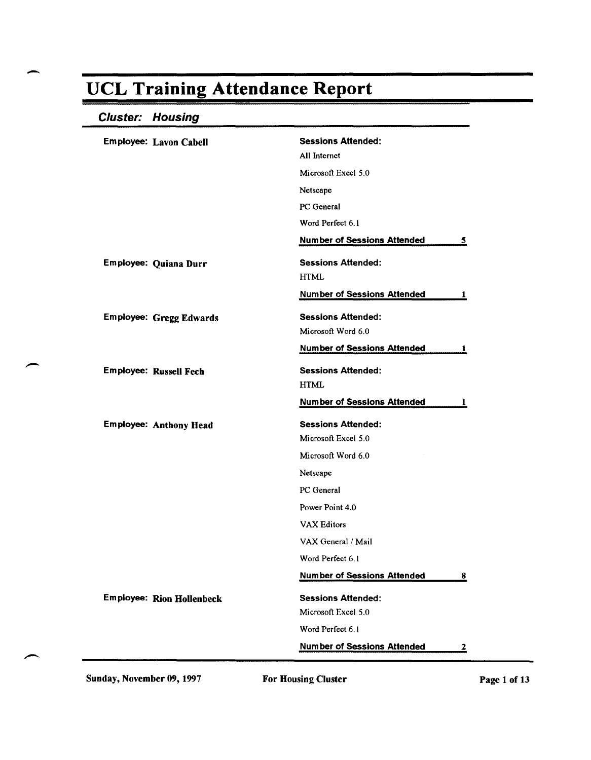# UCL Training Attendance Report

## *Cluster: Housing*

**Employee: Lavon Cabell**

**Sessions Attended:**

All Internet

Microsoft Excel 5.0

Netscape

PC General

Word Perfect 6.1

**Number of Sessions Attended** 5

**Employee: Quiana Durr**

**Sessions Attended:**

HTML

**Number of Sessions Attended** 1

**Employee: Gregg Edwards**

**Sessions Attended:**

Microsoft Word 6.0

**Number of Sessions Attended** 1

**Employee: Russell Fech**

**Sessions Attended:**

HTML

**Number of Sessions Attended** 1

**Employee: Anthony Head**

**Sessions Attended:**

Microsoft Excel 5.0

Microsoft Word 6.0

Netscape

PC General

Power Point 4.0

VAX Editors

VAX General / Mail

Word Perfect 6.1

**Number of Sessions Attended** 8

**Employee: Rion Hollenbeck**

**Sessions Attended:**

Microsoft Excel 5.0

Word Perfect 6.1

**Number of Sessions Attended** 2

Sunday, November 09, 1997 — For Housing Cluster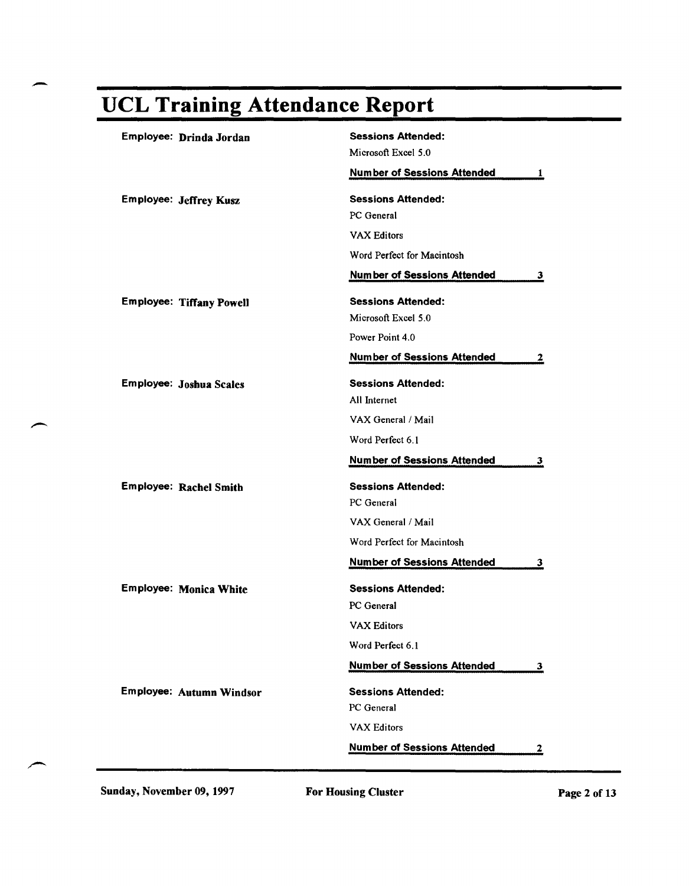# UCL Training Attendance Report

**Employee:** **Drinda Jordan**

**Sessions Attended:**

Microsoft Excel 5.0

**Number of Sessions Attended** **1**

**Employee:** **Jeffrey Kusz**

**Sessions Attended:**

PC General

VAX Editors

Word Perfect for Macintosh

**Number of Sessions Attended** **3**

**Employee:** **Tiffany Powell**

**Sessions Attended:**

Microsoft Excel 5.0

Power Point 4.0

**Number of Sessions Attended** **2**

**Employee:** **Joshua Scales**

**Sessions Attended:**

All Internet

VAX General / Mail

Word Perfect 6.1

**Number of Sessions Attended** **3**

**Employee:** **Rachel Smith**

**Sessions Attended:**

PC General

VAX General / Mail

Word Perfect for Macintosh

**Number of Sessions Attended** **3**

**Employee:** **Monica White**

**Sessions Attended:**

PC General

VAX Editors

Word Perfect 6.1

**Number of Sessions Attended** **3**

**Employee:** **Autumn Windsor**

**Sessions Attended:**

PC General

VAX Editors

**Number of Sessions Attended** **2**

Sunday, November 09, 1997 — For Housing Cluster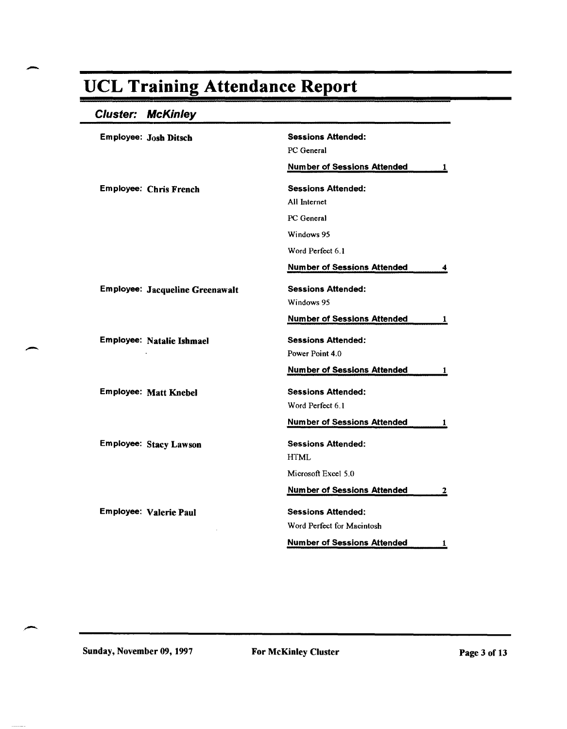# UCL Training Attendance Report

## *Cluster: McKinley*

**Employee:** Josh Ditsch

**Sessions Attended:**

PC General

**Number of Sessions Attended** 1

**Employee:** Chris French

**Sessions Attended:**

All Internet

PC General

Windows 95

Word Perfect 6.1

**Number of Sessions Attended** 4

**Employee:** Jacqueline Greenawalt

**Sessions Attended:**

Windows 95

**Number of Sessions Attended** 1

**Employee:** Natalie Ishmael

**Sessions Attended:**

Power Point 4.0

**Number of Sessions Attended** 1

**Employee:** Matt Knebel

**Sessions Attended:**

Word Perfect 6.1

**Number of Sessions Attended** 1

**Employee:** Stacy Lawson

**Sessions Attended:**

HTML

Microsoft Excel 5.0

**Number of Sessions Attended** 2

**Employee:** Valerie Paul

**Sessions Attended:**

Word Perfect for Macintosh

**Number of Sessions Attended** 1

Sunday, November 09, 1997 — For McKinley Cluster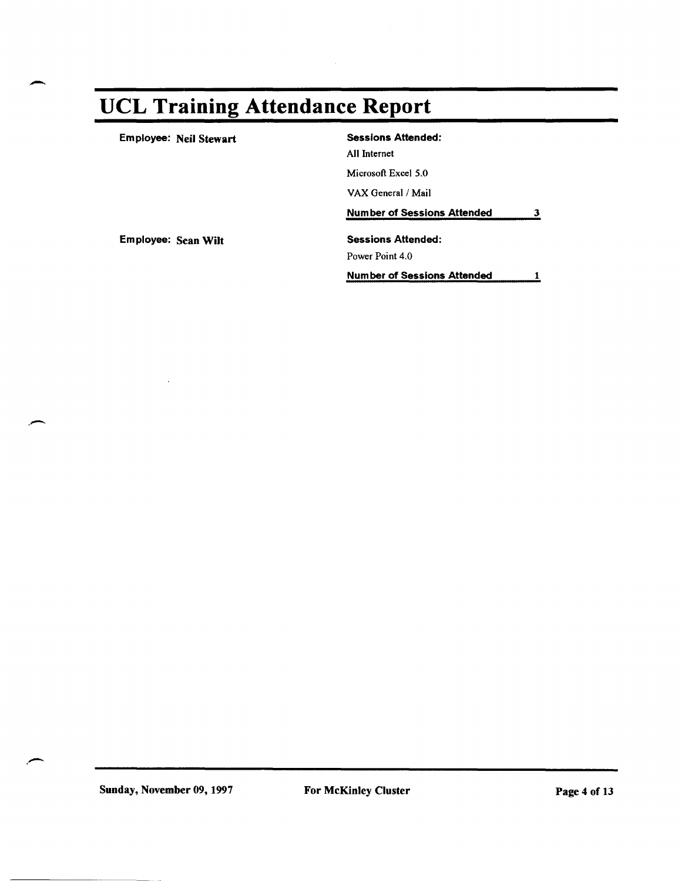# UCL Training Attendance Report

**Employee:** **Neil Stewart**

**Sessions Attended:**

All Internet

Microsoft Excel 5.0

VAX General / Mail

**Number of Sessions Attended** 3

**Employee:** **Sean Wilt**

**Sessions Attended:**

Power Point 4.0

**Number of Sessions Attended** 1

Sunday, November 09, 1997 For McKinley Cluster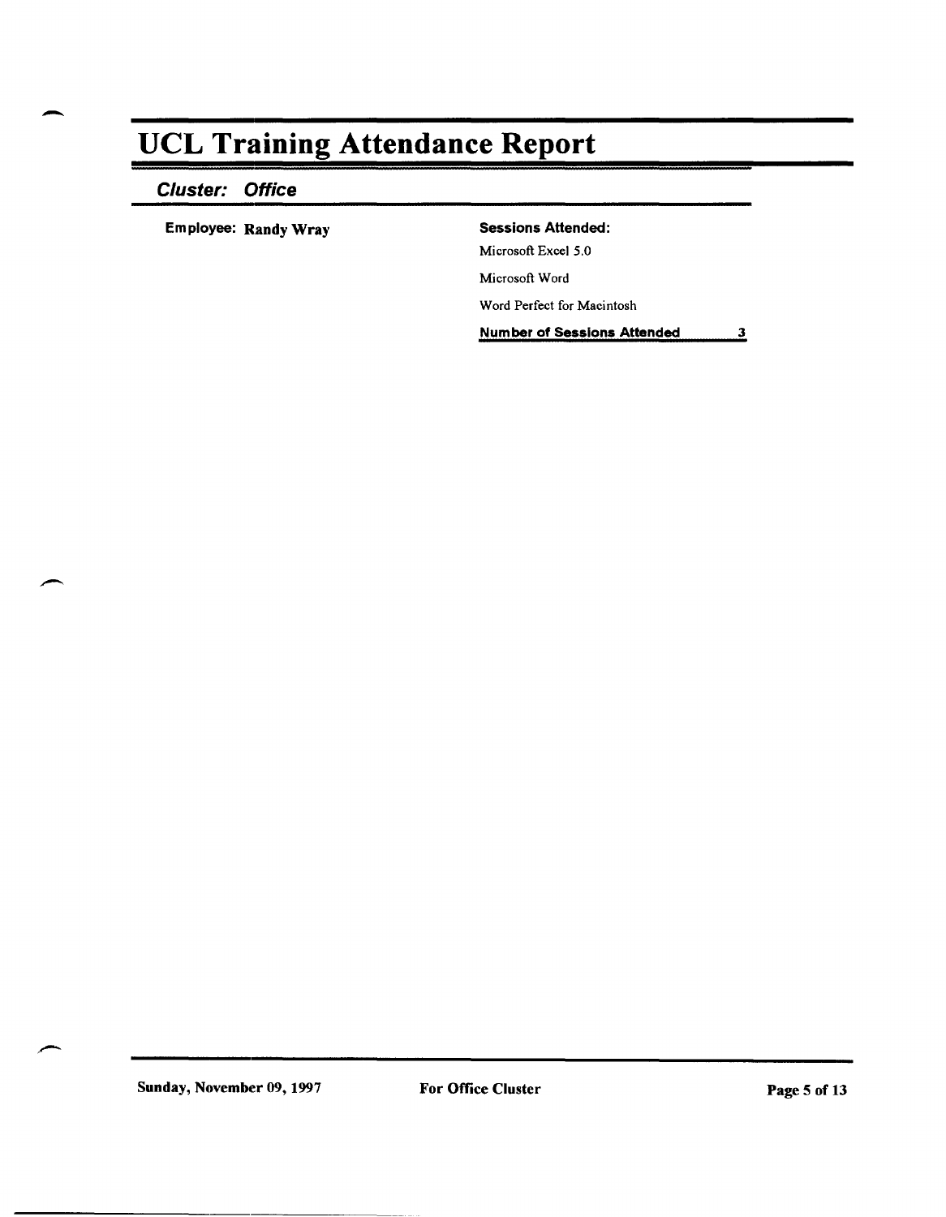# UCL Training Attendance Report

## *Cluster: Office*

**Employee:** **Randy Wray**

**Sessions Attended:**

Microsoft Excel 5.0

Microsoft Word

Word Perfect for Macintosh

**Number of Sessions Attended** **3**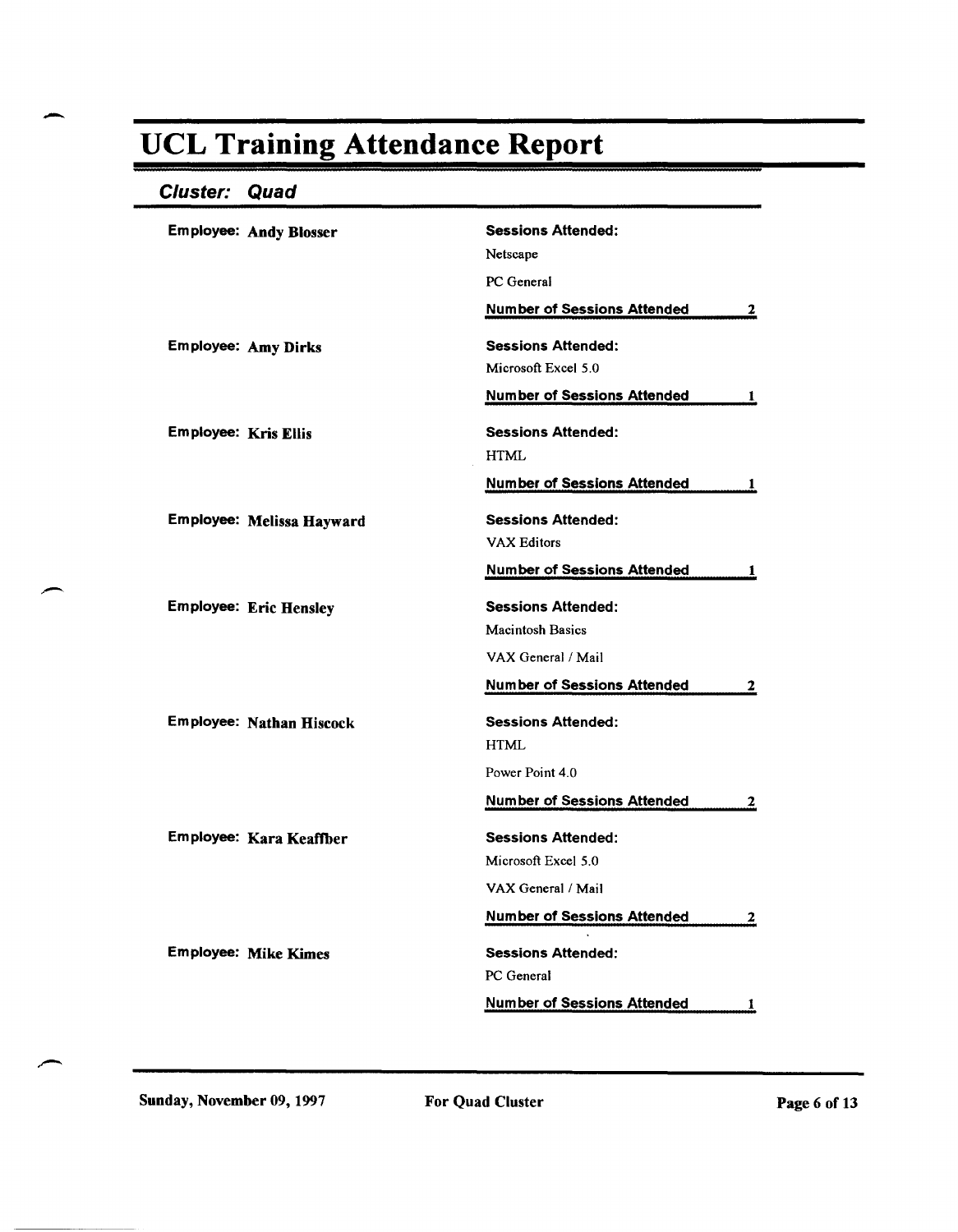# UCL Training Attendance Report

## *Cluster: Quad*

**Employee:** **Andy Blosser**

**Sessions Attended:**
- Netscape
- PC General

**Number of Sessions Attended** 2

**Employee:** **Amy Dirks**

**Sessions Attended:**
- Microsoft Excel 5.0

**Number of Sessions Attended** 1

**Employee:** **Kris Ellis**

**Sessions Attended:**
- HTML

**Number of Sessions Attended** 1

**Employee:** **Melissa Hayward**

**Sessions Attended:**
- VAX Editors

**Number of Sessions Attended** 1

**Employee:** **Eric Hensley**

**Sessions Attended:**
- Macintosh Basics
- VAX General / Mail

**Number of Sessions Attended** 2

**Employee:** **Nathan Hiscock**

**Sessions Attended:**
- HTML
- Power Point 4.0

**Number of Sessions Attended** 2

**Employee:** **Kara Keaffber**

**Sessions Attended:**
- Microsoft Excel 5.0
- VAX General / Mail

**Number of Sessions Attended** 2

**Employee:** **Mike Kimes**

**Sessions Attended:**
- PC General

**Number of Sessions Attended** 1

Sunday, November 09, 1997 — For Quad Cluster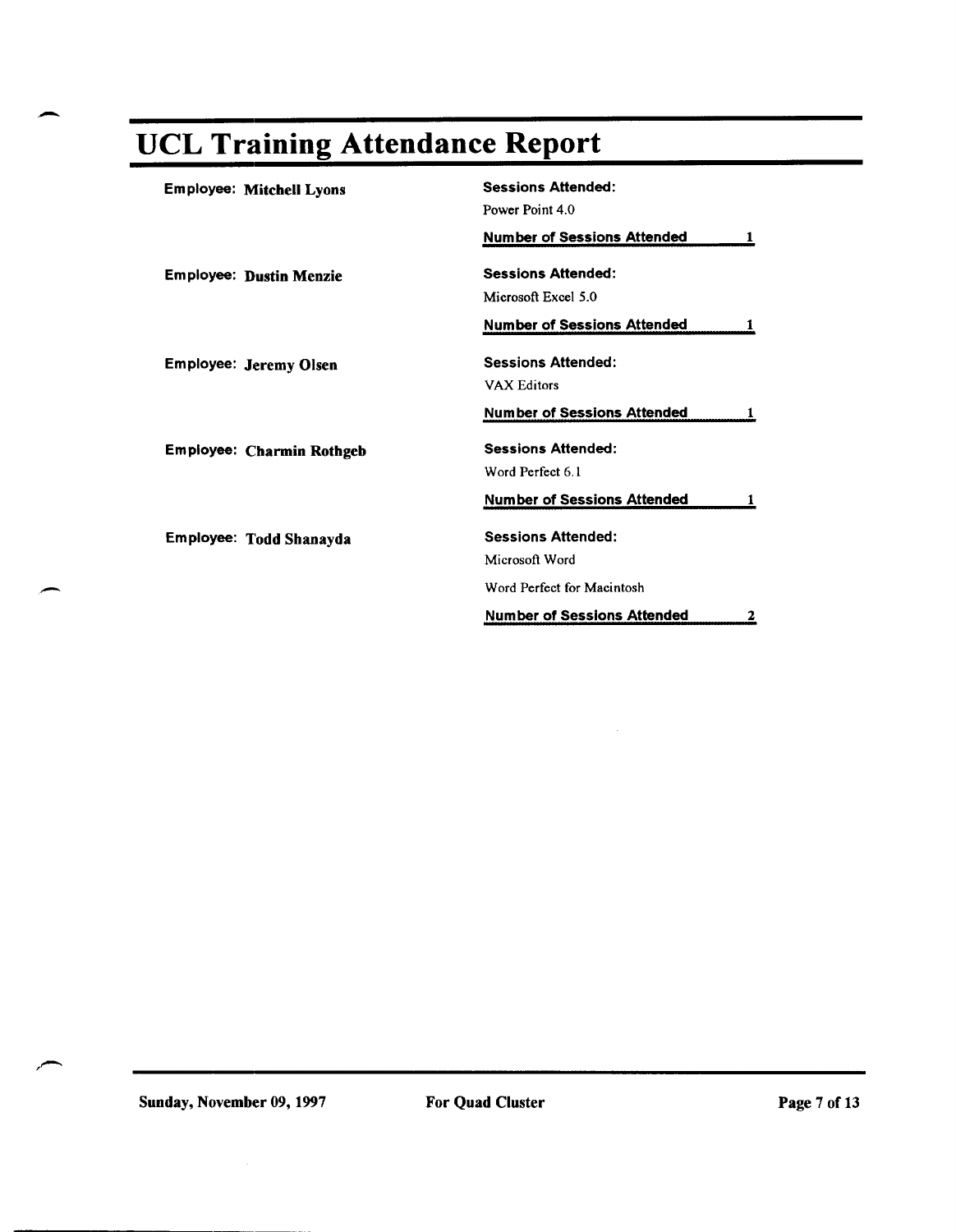# UCL Training Attendance Report

**Employee: Mitchell Lyons**

**Sessions Attended:**

Power Point 4.0

**Number of Sessions Attended** 1

**Employee: Dustin Menzie**

**Sessions Attended:**

Microsoft Excel 5.0

**Number of Sessions Attended** 1

**Employee: Jeremy Olsen**

**Sessions Attended:**

VAX Editors

**Number of Sessions Attended** 1

**Employee: Charmin Rothgeb**

**Sessions Attended:**

Word Perfect 6.1

**Number of Sessions Attended** 1

**Employee: Todd Shanayda**

**Sessions Attended:**

Microsoft Word

Word Perfect for Macintosh

**Number of Sessions Attended** 2

Sunday, November 09, 1997 — For Quad Cluster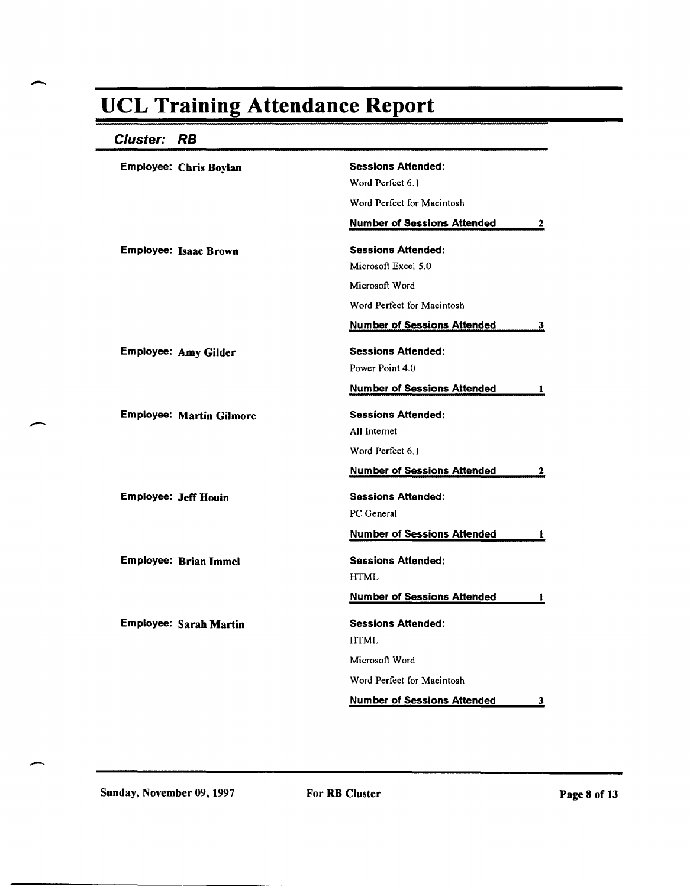# UCL Training Attendance Report

## *Cluster: RB*

**Employee: Chris Boylan**

**Sessions Attended:**

Word Perfect 6.1

Word Perfect for Macintosh

**Number of Sessions Attended** **2**

**Employee: Isaac Brown**

**Sessions Attended:**

Microsoft Excel 5.0

Microsoft Word

Word Perfect for Macintosh

**Number of Sessions Attended** **3**

**Employee: Amy Gilder**

**Sessions Attended:**

Power Point 4.0

**Number of Sessions Attended** **1**

**Employee: Martin Gilmore**

**Sessions Attended:**

All Internet

Word Perfect 6.1

**Number of Sessions Attended** **2**

**Employee: Jeff Houin**

**Sessions Attended:**

PC General

**Number of Sessions Attended** **1**

**Employee: Brian Immel**

**Sessions Attended:**

HTML

**Number of Sessions Attended** **1**

**Employee: Sarah Martin**

**Sessions Attended:**

HTML

Microsoft Word

Word Perfect for Macintosh

**Number of Sessions Attended** **3**

Sunday, November 09, 1997 **For RB Cluster**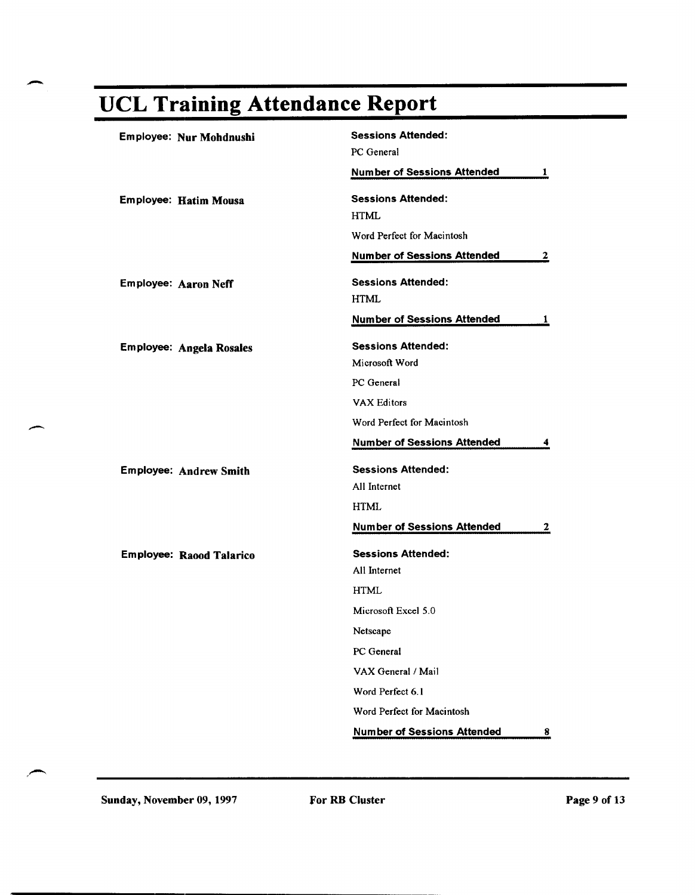# UCL Training Attendance Report

**Employee: Nur Mohdnushi**

**Sessions Attended:**

PC General

**Number of Sessions Attended** 1

**Employee: Hatim Mousa**

**Sessions Attended:**

HTML

Word Perfect for Macintosh

**Number of Sessions Attended** 2

**Employee: Aaron Neff**

**Sessions Attended:**

HTML

**Number of Sessions Attended** 1

**Employee: Angela Rosales**

**Sessions Attended:**

Microsoft Word

PC General

VAX Editors

Word Perfect for Macintosh

**Number of Sessions Attended** 4

**Employee: Andrew Smith**

**Sessions Attended:**

All Internet

HTML

**Number of Sessions Attended** 2

**Employee: Raood Talarico**

**Sessions Attended:**

All Internet

HTML

Microsoft Excel 5.0

Netscape

PC General

VAX General / Mail

Word Perfect 6.1

Word Perfect for Macintosh

**Number of Sessions Attended** 8

Sunday, November 09, 1997 — For RB Cluster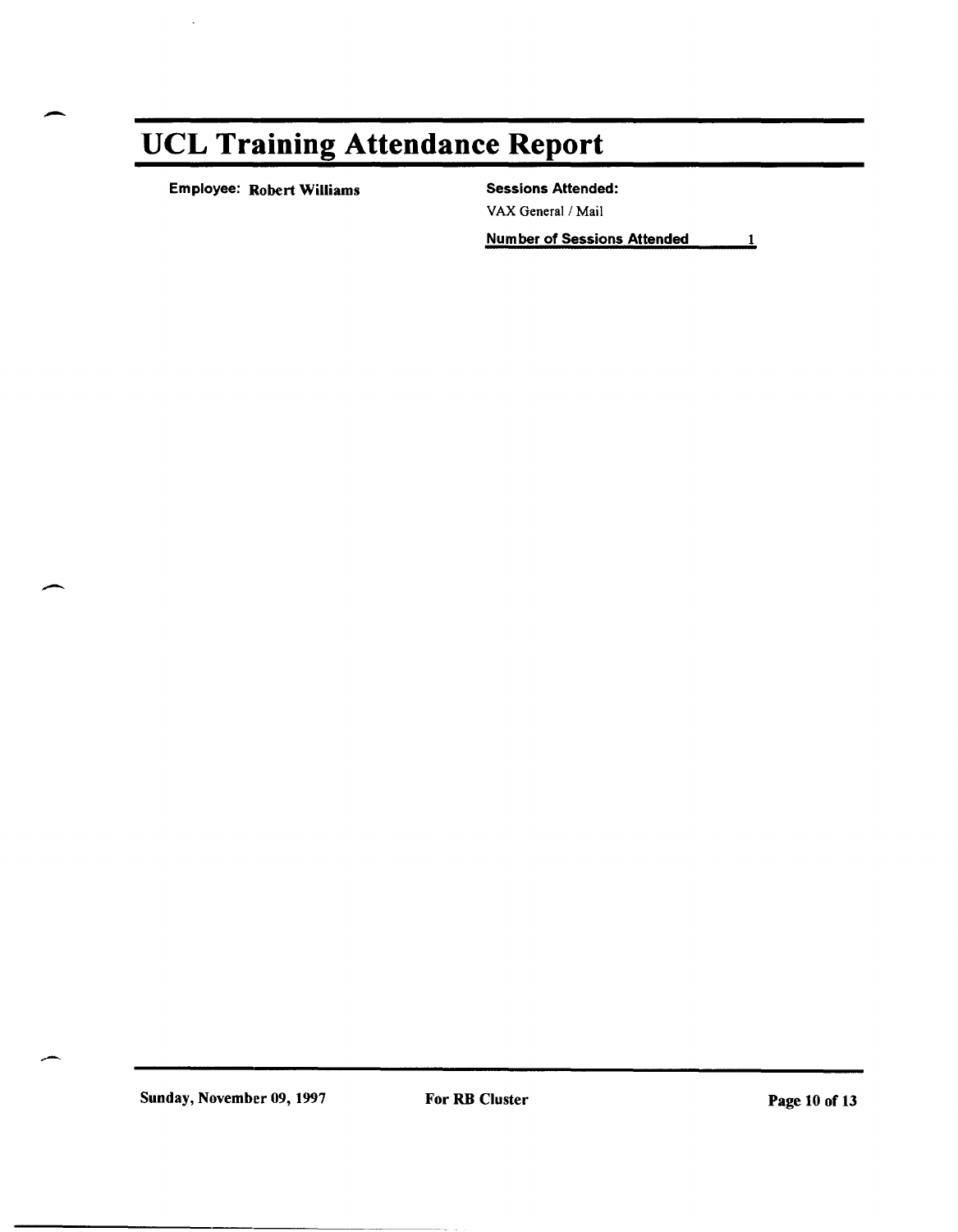# UCL Training Attendance Report

**Employee:** **Robert Williams**

**Sessions Attended:**

VAX General / Mail

**Number of Sessions Attended** 1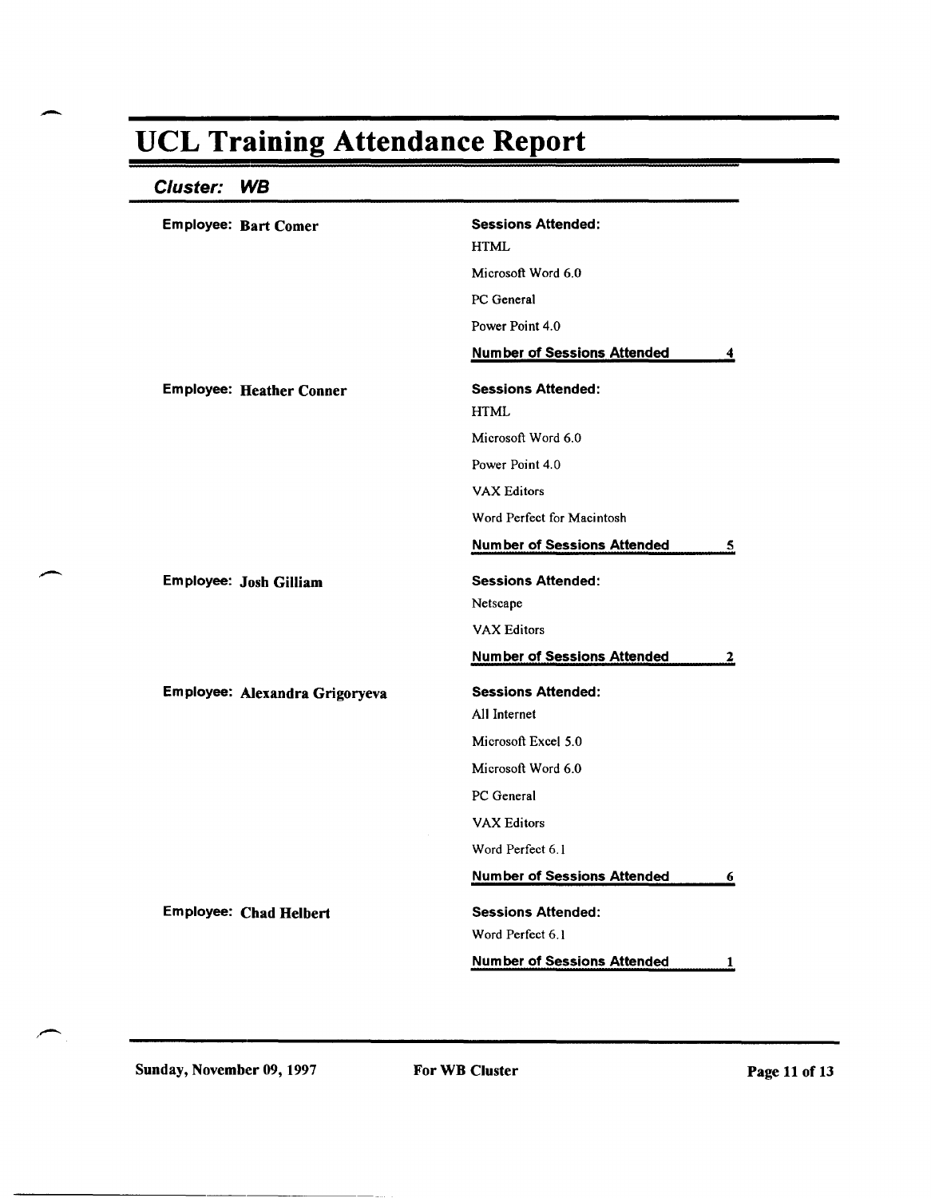# UCL Training Attendance Report

## *Cluster: WB*

**Employee: Bart Comer**

**Sessions Attended:**

HTML

Microsoft Word 6.0

PC General

Power Point 4.0

**Number of Sessions Attended** 4

**Employee: Heather Conner**

**Sessions Attended:**

HTML

Microsoft Word 6.0

Power Point 4.0

VAX Editors

Word Perfect for Macintosh

**Number of Sessions Attended** 5

**Employee: Josh Gilliam**

**Sessions Attended:**

Netscape

VAX Editors

**Number of Sessions Attended** 2

**Employee: Alexandra Grigoryeva**

**Sessions Attended:**

All Internet

Microsoft Excel 5.0

Microsoft Word 6.0

PC General

VAX Editors

Word Perfect 6.1

**Number of Sessions Attended** 6

**Employee: Chad Helbert**

**Sessions Attended:**

Word Perfect 6.1

**Number of Sessions Attended** 1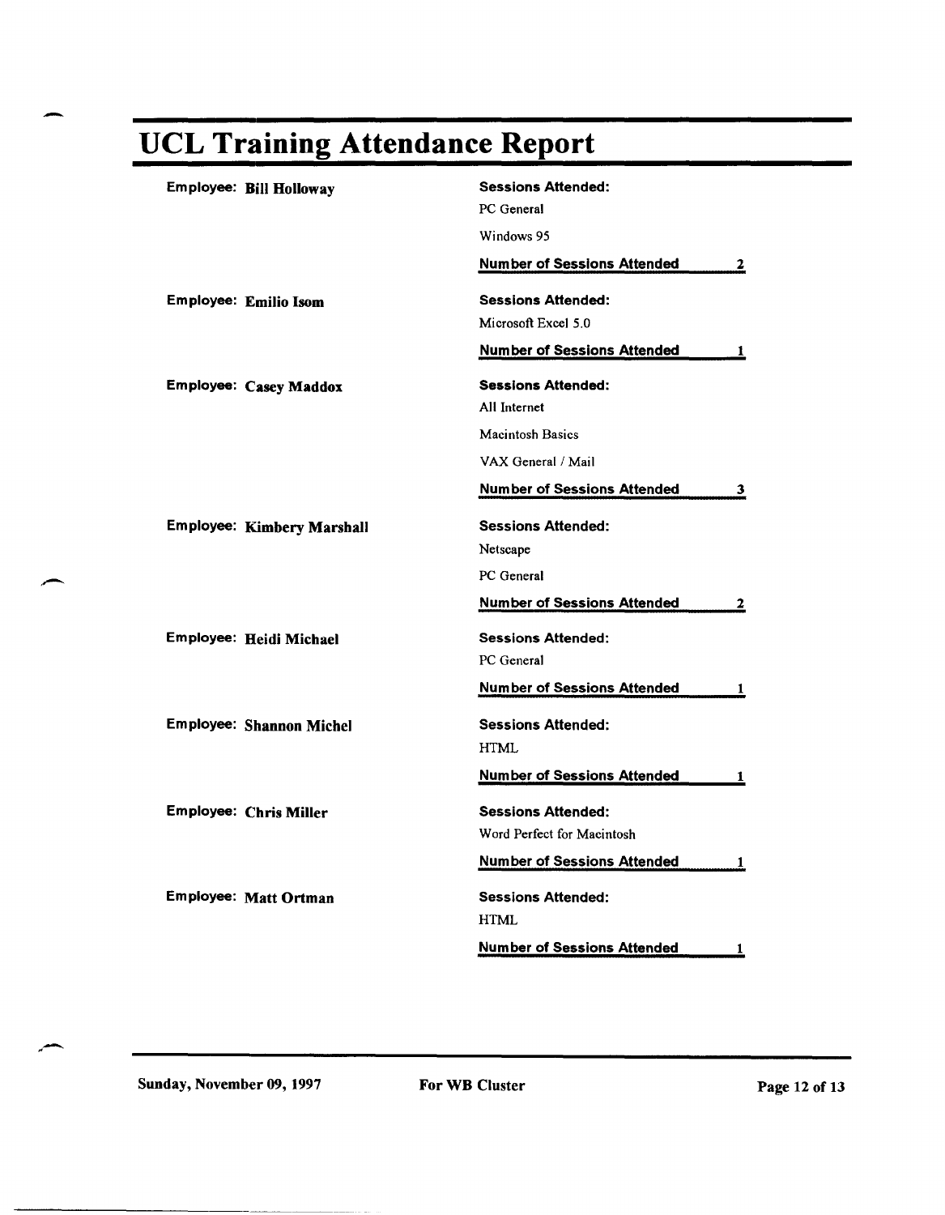# UCL Training Attendance Report

**Employee:** Bill Holloway

**Sessions Attended:**
PC General
Windows 95

**Number of Sessions Attended** 2

**Employee:** Emilio Isom

**Sessions Attended:**
Microsoft Excel 5.0

**Number of Sessions Attended** 1

**Employee:** Casey Maddox

**Sessions Attended:**
All Internet
Macintosh Basics
VAX General / Mail

**Number of Sessions Attended** 3

**Employee:** Kimbery Marshall

**Sessions Attended:**
Netscape
PC General

**Number of Sessions Attended** 2

**Employee:** Heidi Michael

**Sessions Attended:**
PC General

**Number of Sessions Attended** 1

**Employee:** Shannon Michel

**Sessions Attended:**
HTML

**Number of Sessions Attended** 1

**Employee:** Chris Miller

**Sessions Attended:**
Word Perfect for Macintosh

**Number of Sessions Attended** 1

**Employee:** Matt Ortman

**Sessions Attended:**
HTML

**Number of Sessions Attended** 1

Sunday, November 09, 1997 — For WB Cluster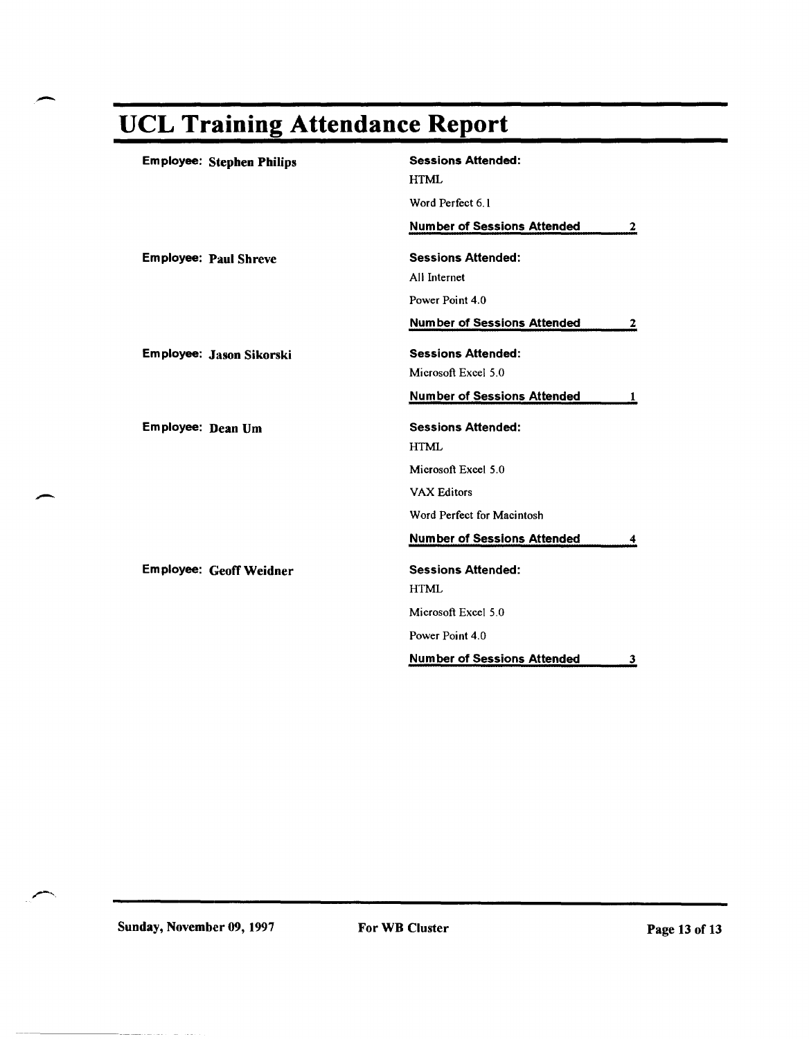# UCL Training Attendance Report

**Employee:** Stephen Philips

**Sessions Attended:**

HTML

Word Perfect 6.1

**Number of Sessions Attended** 2

**Employee:** Paul Shreve

**Sessions Attended:**

All Internet

Power Point 4.0

**Number of Sessions Attended** 2

**Employee:** Jason Sikorski

**Sessions Attended:**

Microsoft Excel 5.0

**Number of Sessions Attended** 1

**Employee:** Dean Um

**Sessions Attended:**

HTML

Microsoft Excel 5.0

VAX Editors

Word Perfect for Macintosh

**Number of Sessions Attended** 4

**Employee:** Geoff Weidner

**Sessions Attended:**

HTML

Microsoft Excel 5.0

Power Point 4.0

**Number of Sessions Attended** 3

Sunday, November 09, 1997 | For WB Cluster